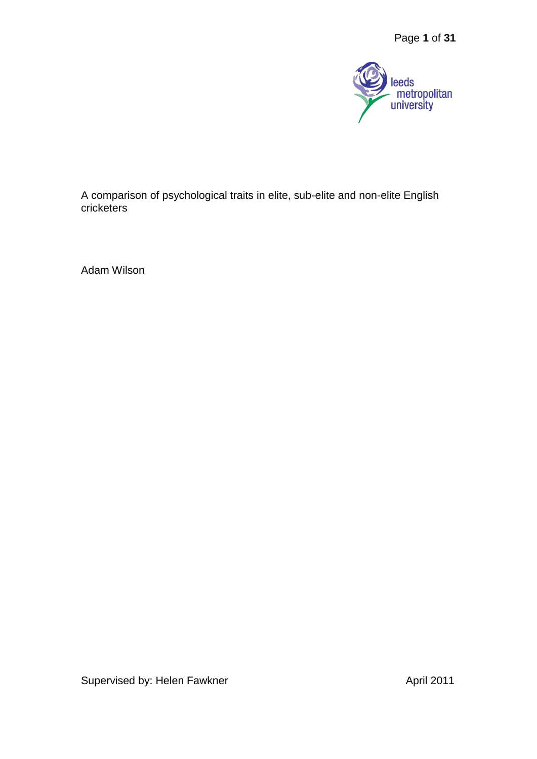leeds metropolitan university

A comparison of psychological traits in elite, sub-elite and non-elite English cricketers

Adam Wilson

Supervised by: Helen Fawkner

April 2011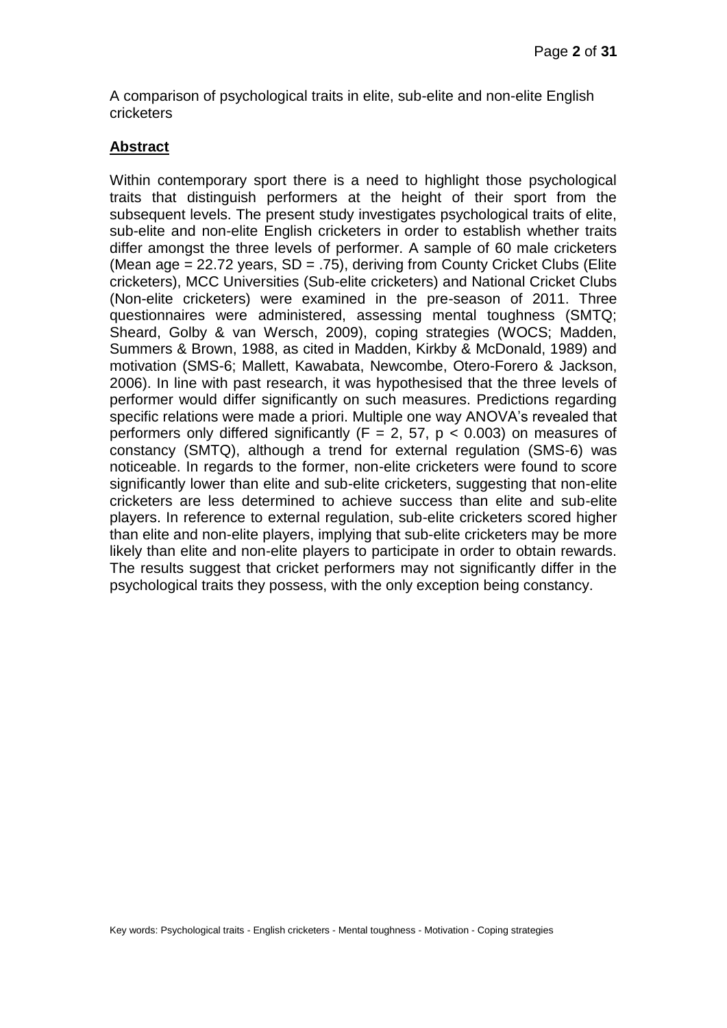A comparison of psychological traits in elite, sub-elite and non-elite English cricketers

## Abstract

Within contemporary sport there is a need to highlight those psychological traits that distinguish performers at the height of their sport from the subsequent levels. The present study investigates psychological traits of elite, sub-elite and non-elite English cricketers in order to establish whether traits differ amongst the three levels of performer. A sample of 60 male cricketers (Mean age = 22.72 years, SD = .75), deriving from County Cricket Clubs (Elite cricketers), MCC Universities (Sub-elite cricketers) and National Cricket Clubs (Non-elite cricketers) were examined in the pre-season of 2011. Three questionnaires were administered, assessing mental toughness (SMTQ; Sheard, Golby & van Wersch, 2009), coping strategies (WOCS; Madden, Summers & Brown, 1988, as cited in Madden, Kirkby & McDonald, 1989) and motivation (SMS-6; Mallett, Kawabata, Newcombe, Otero-Forero & Jackson, 2006). In line with past research, it was hypothesised that the three levels of performer would differ significantly on such measures. Predictions regarding specific relations were made a priori. Multiple one way ANOVA's revealed that performers only differed significantly ($F = 2, 57$, $p < 0.003$) on measures of constancy (SMTQ), although a trend for external regulation (SMS-6) was noticeable. In regards to the former, non-elite cricketers were found to score significantly lower than elite and sub-elite cricketers, suggesting that non-elite cricketers are less determined to achieve success than elite and sub-elite players. In reference to external regulation, sub-elite cricketers scored higher than elite and non-elite players, implying that sub-elite cricketers may be more likely than elite and non-elite players to participate in order to obtain rewards. The results suggest that cricket performers may not significantly differ in the psychological traits they possess, with the only exception being constancy.

Key words: Psychological traits - English cricketers - Mental toughness - Motivation - Coping strategies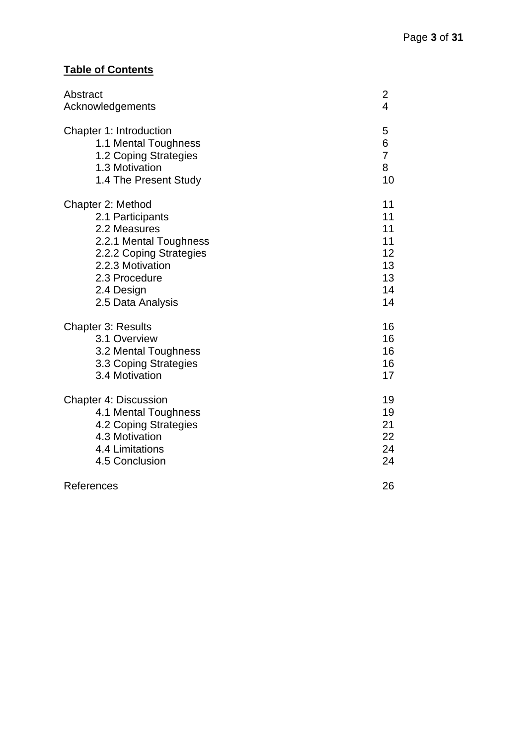**Table of Contents**

| | |
|---|---|
| Abstract | 2 |
| Acknowledgements | 4 |
| | |
| Chapter 1: Introduction | 5 |
| 1.1 Mental Toughness | 6 |
| 1.2 Coping Strategies | 7 |
| 1.3 Motivation | 8 |
| 1.4 The Present Study | 10 |
| | |
| Chapter 2: Method | 11 |
| 2.1 Participants | 11 |
| 2.2 Measures | 11 |
| 2.2.1 Mental Toughness | 11 |
| 2.2.2 Coping Strategies | 12 |
| 2.2.3 Motivation | 13 |
| 2.3 Procedure | 13 |
| 2.4 Design | 14 |
| 2.5 Data Analysis | 14 |
| | |
| Chapter 3: Results | 16 |
| 3.1 Overview | 16 |
| 3.2 Mental Toughness | 16 |
| 3.3 Coping Strategies | 16 |
| 3.4 Motivation | 17 |
| | |
| Chapter 4: Discussion | 19 |
| 4.1 Mental Toughness | 19 |
| 4.2 Coping Strategies | 21 |
| 4.3 Motivation | 22 |
| 4.4 Limitations | 24 |
| 4.5 Conclusion | 24 |
| | |
| References | 26 |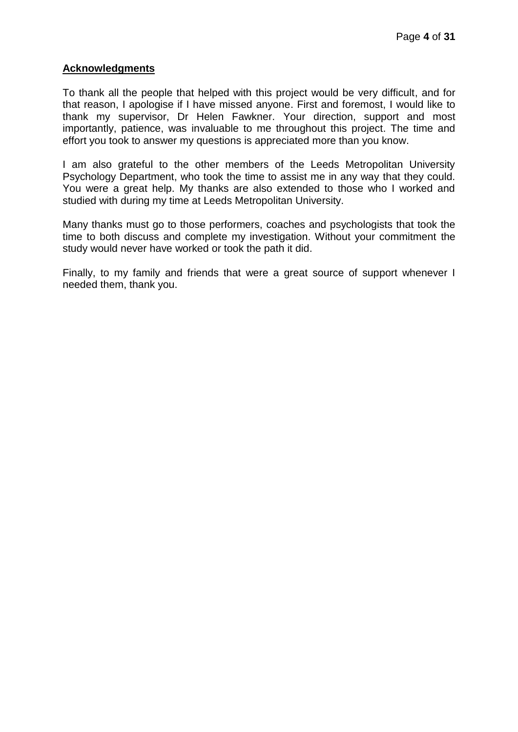## Acknowledgments

To thank all the people that helped with this project would be very difficult, and for that reason, I apologise if I have missed anyone. First and foremost, I would like to thank my supervisor, Dr Helen Fawkner. Your direction, support and most importantly, patience, was invaluable to me throughout this project. The time and effort you took to answer my questions is appreciated more than you know.

I am also grateful to the other members of the Leeds Metropolitan University Psychology Department, who took the time to assist me in any way that they could. You were a great help. My thanks are also extended to those who I worked and studied with during my time at Leeds Metropolitan University.

Many thanks must go to those performers, coaches and psychologists that took the time to both discuss and complete my investigation. Without your commitment the study would never have worked or took the path it did.

Finally, to my family and friends that were a great source of support whenever I needed them, thank you.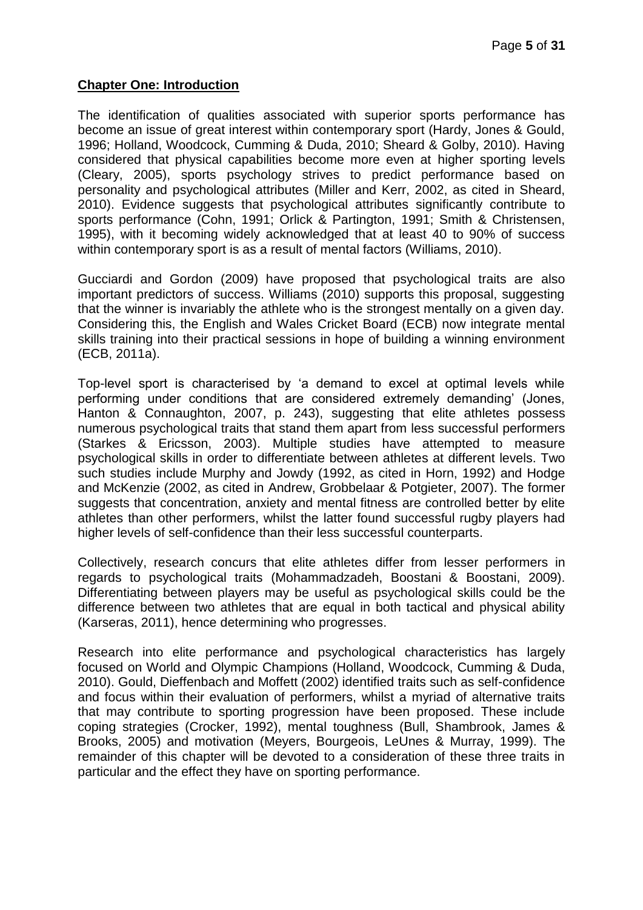## Chapter One: Introduction

The identification of qualities associated with superior sports performance has become an issue of great interest within contemporary sport (Hardy, Jones & Gould, 1996; Holland, Woodcock, Cumming & Duda, 2010; Sheard & Golby, 2010). Having considered that physical capabilities become more even at higher sporting levels (Cleary, 2005), sports psychology strives to predict performance based on personality and psychological attributes (Miller and Kerr, 2002, as cited in Sheard, 2010). Evidence suggests that psychological attributes significantly contribute to sports performance (Cohn, 1991; Orlick & Partington, 1991; Smith & Christensen, 1995), with it becoming widely acknowledged that at least 40 to 90% of success within contemporary sport is as a result of mental factors (Williams, 2010).

Gucciardi and Gordon (2009) have proposed that psychological traits are also important predictors of success. Williams (2010) supports this proposal, suggesting that the winner is invariably the athlete who is the strongest mentally on a given day. Considering this, the English and Wales Cricket Board (ECB) now integrate mental skills training into their practical sessions in hope of building a winning environment (ECB, 2011a).

Top-level sport is characterised by 'a demand to excel at optimal levels while performing under conditions that are considered extremely demanding' (Jones, Hanton & Connaughton, 2007, p. 243), suggesting that elite athletes possess numerous psychological traits that stand them apart from less successful performers (Starkes & Ericsson, 2003). Multiple studies have attempted to measure psychological skills in order to differentiate between athletes at different levels. Two such studies include Murphy and Jowdy (1992, as cited in Horn, 1992) and Hodge and McKenzie (2002, as cited in Andrew, Grobbelaar & Potgieter, 2007). The former suggests that concentration, anxiety and mental fitness are controlled better by elite athletes than other performers, whilst the latter found successful rugby players had higher levels of self-confidence than their less successful counterparts.

Collectively, research concurs that elite athletes differ from lesser performers in regards to psychological traits (Mohammadzadeh, Boostani & Boostani, 2009). Differentiating between players may be useful as psychological skills could be the difference between two athletes that are equal in both tactical and physical ability (Karseras, 2011), hence determining who progresses.

Research into elite performance and psychological characteristics has largely focused on World and Olympic Champions (Holland, Woodcock, Cumming & Duda, 2010). Gould, Dieffenbach and Moffett (2002) identified traits such as self-confidence and focus within their evaluation of performers, whilst a myriad of alternative traits that may contribute to sporting progression have been proposed. These include coping strategies (Crocker, 1992), mental toughness (Bull, Shambrook, James & Brooks, 2005) and motivation (Meyers, Bourgeois, LeUnes & Murray, 1999). The remainder of this chapter will be devoted to a consideration of these three traits in particular and the effect they have on sporting performance.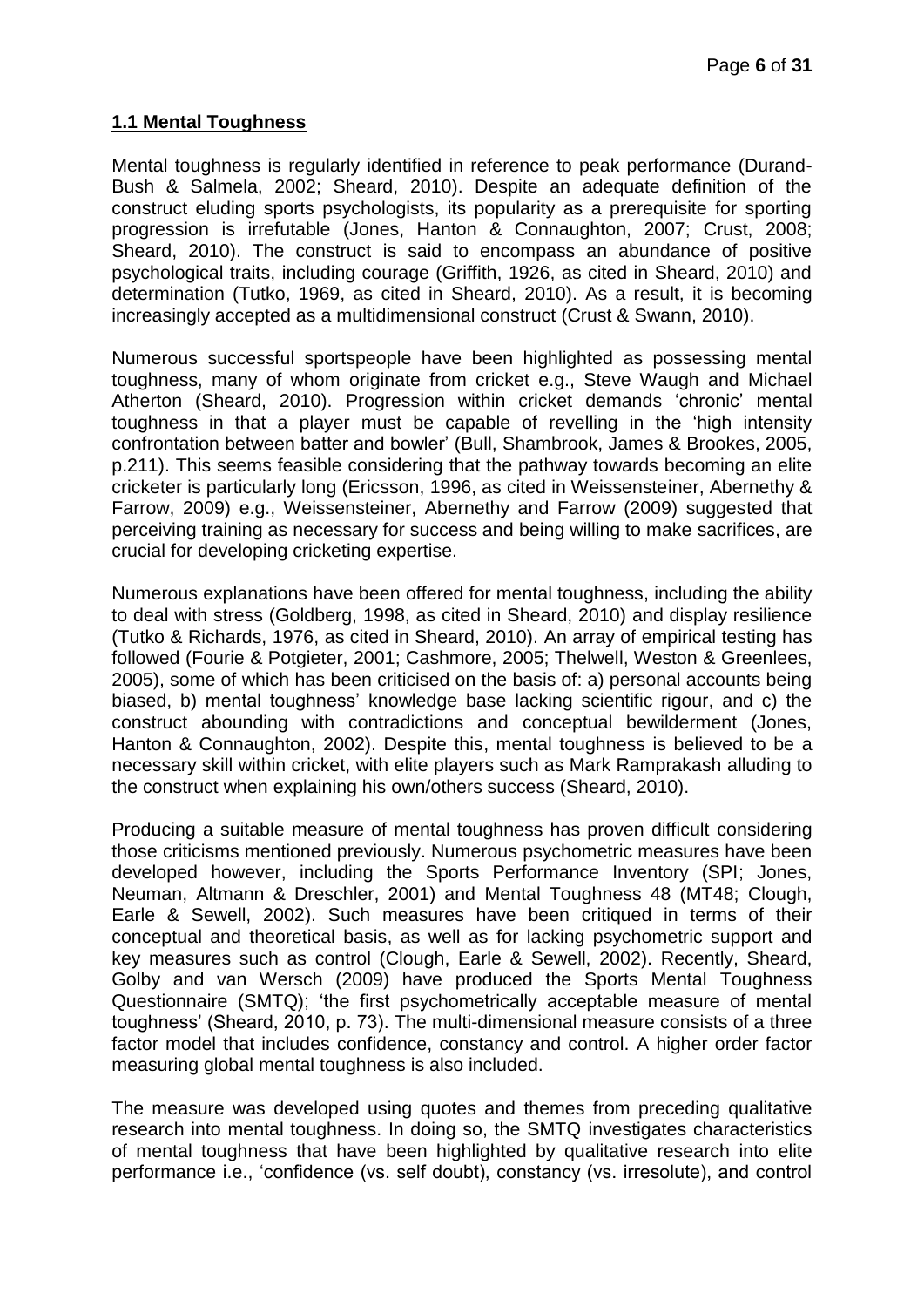## **1.1 Mental Toughness**

Mental toughness is regularly identified in reference to peak performance (Durand-Bush & Salmela, 2002; Sheard, 2010). Despite an adequate definition of the construct eluding sports psychologists, its popularity as a prerequisite for sporting progression is irrefutable (Jones, Hanton & Connaughton, 2007; Crust, 2008; Sheard, 2010). The construct is said to encompass an abundance of positive psychological traits, including courage (Griffith, 1926, as cited in Sheard, 2010) and determination (Tutko, 1969, as cited in Sheard, 2010). As a result, it is becoming increasingly accepted as a multidimensional construct (Crust & Swann, 2010).

Numerous successful sportspeople have been highlighted as possessing mental toughness, many of whom originate from cricket e.g., Steve Waugh and Michael Atherton (Sheard, 2010). Progression within cricket demands 'chronic' mental toughness in that a player must be capable of revelling in the 'high intensity confrontation between batter and bowler' (Bull, Shambrook, James & Brookes, 2005, p.211). This seems feasible considering that the pathway towards becoming an elite cricketer is particularly long (Ericsson, 1996, as cited in Weissensteiner, Abernethy & Farrow, 2009) e.g., Weissensteiner, Abernethy and Farrow (2009) suggested that perceiving training as necessary for success and being willing to make sacrifices, are crucial for developing cricketing expertise.

Numerous explanations have been offered for mental toughness, including the ability to deal with stress (Goldberg, 1998, as cited in Sheard, 2010) and display resilience (Tutko & Richards, 1976, as cited in Sheard, 2010). An array of empirical testing has followed (Fourie & Potgieter, 2001; Cashmore, 2005; Thelwell, Weston & Greenlees, 2005), some of which has been criticised on the basis of: a) personal accounts being biased, b) mental toughness' knowledge base lacking scientific rigour, and c) the construct abounding with contradictions and conceptual bewilderment (Jones, Hanton & Connaughton, 2002). Despite this, mental toughness is believed to be a necessary skill within cricket, with elite players such as Mark Ramprakash alluding to the construct when explaining his own/others success (Sheard, 2010).

Producing a suitable measure of mental toughness has proven difficult considering those criticisms mentioned previously. Numerous psychometric measures have been developed however, including the Sports Performance Inventory (SPI; Jones, Neuman, Altmann & Dreschler, 2001) and Mental Toughness 48 (MT48; Clough, Earle & Sewell, 2002). Such measures have been critiqued in terms of their conceptual and theoretical basis, as well as for lacking psychometric support and key measures such as control (Clough, Earle & Sewell, 2002). Recently, Sheard, Golby and van Wersch (2009) have produced the Sports Mental Toughness Questionnaire (SMTQ); 'the first psychometrically acceptable measure of mental toughness' (Sheard, 2010, p. 73). The multi-dimensional measure consists of a three factor model that includes confidence, constancy and control. A higher order factor measuring global mental toughness is also included.

The measure was developed using quotes and themes from preceding qualitative research into mental toughness. In doing so, the SMTQ investigates characteristics of mental toughness that have been highlighted by qualitative research into elite performance i.e., 'confidence (vs. self doubt), constancy (vs. irresolute), and control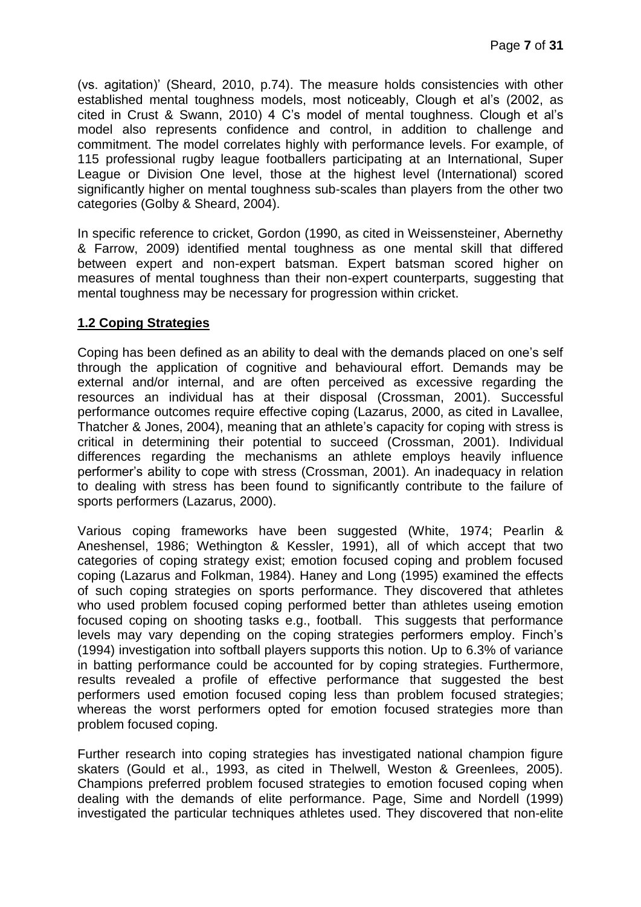(vs. agitation)' (Sheard, 2010, p.74). The measure holds consistencies with other established mental toughness models, most noticeably, Clough et al's (2002, as cited in Crust & Swann, 2010) 4 C's model of mental toughness. Clough et al's model also represents confidence and control, in addition to challenge and commitment. The model correlates highly with performance levels. For example, of 115 professional rugby league footballers participating at an International, Super League or Division One level, those at the highest level (International) scored significantly higher on mental toughness sub-scales than players from the other two categories (Golby & Sheard, 2004).

In specific reference to cricket, Gordon (1990, as cited in Weissensteiner, Abernethy & Farrow, 2009) identified mental toughness as one mental skill that differed between expert and non-expert batsman. Expert batsman scored higher on measures of mental toughness than their non-expert counterparts, suggesting that mental toughness may be necessary for progression within cricket.

## 1.2 Coping Strategies

Coping has been defined as an ability to deal with the demands placed on one's self through the application of cognitive and behavioural effort. Demands may be external and/or internal, and are often perceived as excessive regarding the resources an individual has at their disposal (Crossman, 2001). Successful performance outcomes require effective coping (Lazarus, 2000, as cited in Lavallee, Thatcher & Jones, 2004), meaning that an athlete's capacity for coping with stress is critical in determining their potential to succeed (Crossman, 2001). Individual differences regarding the mechanisms an athlete employs heavily influence performer's ability to cope with stress (Crossman, 2001). An inadequacy in relation to dealing with stress has been found to significantly contribute to the failure of sports performers (Lazarus, 2000).

Various coping frameworks have been suggested (White, 1974; Pearlin & Aneshensel, 1986; Wethington & Kessler, 1991), all of which accept that two categories of coping strategy exist; emotion focused coping and problem focused coping (Lazarus and Folkman, 1984). Haney and Long (1995) examined the effects of such coping strategies on sports performance. They discovered that athletes who used problem focused coping performed better than athletes useing emotion focused coping on shooting tasks e.g., football. This suggests that performance levels may vary depending on the coping strategies performers employ. Finch's (1994) investigation into softball players supports this notion. Up to 6.3% of variance in batting performance could be accounted for by coping strategies. Furthermore, results revealed a profile of effective performance that suggested the best performers used emotion focused coping less than problem focused strategies; whereas the worst performers opted for emotion focused strategies more than problem focused coping.

Further research into coping strategies has investigated national champion figure skaters (Gould et al., 1993, as cited in Thelwell, Weston & Greenlees, 2005). Champions preferred problem focused strategies to emotion focused coping when dealing with the demands of elite performance. Page, Sime and Nordell (1999) investigated the particular techniques athletes used. They discovered that non-elite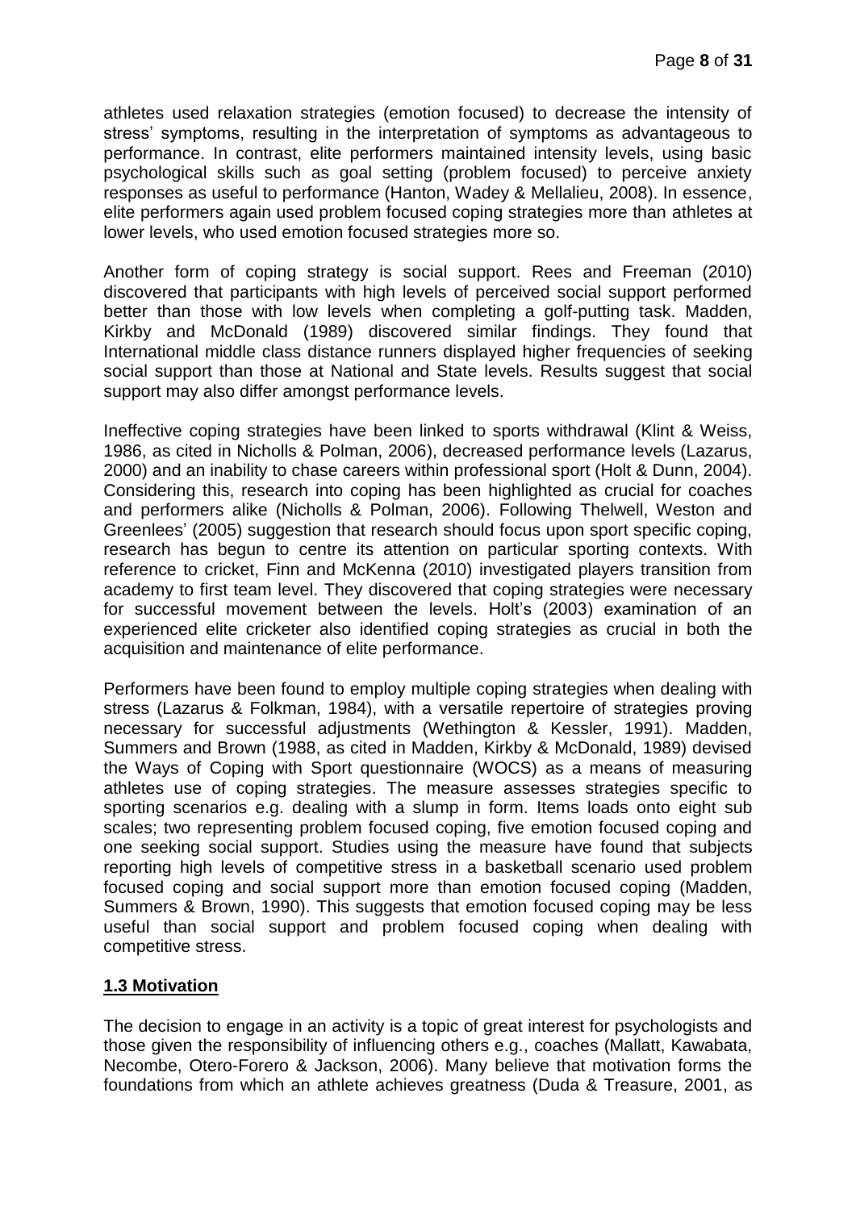athletes used relaxation strategies (emotion focused) to decrease the intensity of stress' symptoms, resulting in the interpretation of symptoms as advantageous to performance. In contrast, elite performers maintained intensity levels, using basic psychological skills such as goal setting (problem focused) to perceive anxiety responses as useful to performance (Hanton, Wadey & Mellalieu, 2008). In essence, elite performers again used problem focused coping strategies more than athletes at lower levels, who used emotion focused strategies more so.

Another form of coping strategy is social support. Rees and Freeman (2010) discovered that participants with high levels of perceived social support performed better than those with low levels when completing a golf-putting task. Madden, Kirkby and McDonald (1989) discovered similar findings. They found that International middle class distance runners displayed higher frequencies of seeking social support than those at National and State levels. Results suggest that social support may also differ amongst performance levels.

Ineffective coping strategies have been linked to sports withdrawal (Klint & Weiss, 1986, as cited in Nicholls & Polman, 2006), decreased performance levels (Lazarus, 2000) and an inability to chase careers within professional sport (Holt & Dunn, 2004). Considering this, research into coping has been highlighted as crucial for coaches and performers alike (Nicholls & Polman, 2006). Following Thelwell, Weston and Greenlees' (2005) suggestion that research should focus upon sport specific coping, research has begun to centre its attention on particular sporting contexts. With reference to cricket, Finn and McKenna (2010) investigated players transition from academy to first team level. They discovered that coping strategies were necessary for successful movement between the levels. Holt's (2003) examination of an experienced elite cricketer also identified coping strategies as crucial in both the acquisition and maintenance of elite performance.

Performers have been found to employ multiple coping strategies when dealing with stress (Lazarus & Folkman, 1984), with a versatile repertoire of strategies proving necessary for successful adjustments (Wethington & Kessler, 1991). Madden, Summers and Brown (1988, as cited in Madden, Kirkby & McDonald, 1989) devised the Ways of Coping with Sport questionnaire (WOCS) as a means of measuring athletes use of coping strategies. The measure assesses strategies specific to sporting scenarios e.g. dealing with a slump in form. Items loads onto eight sub scales; two representing problem focused coping, five emotion focused coping and one seeking social support. Studies using the measure have found that subjects reporting high levels of competitive stress in a basketball scenario used problem focused coping and social support more than emotion focused coping (Madden, Summers & Brown, 1990). This suggests that emotion focused coping may be less useful than social support and problem focused coping when dealing with competitive stress.

### 1.3 Motivation

The decision to engage in an activity is a topic of great interest for psychologists and those given the responsibility of influencing others e.g., coaches (Mallatt, Kawabata, Necombe, Otero-Forero & Jackson, 2006). Many believe that motivation forms the foundations from which an athlete achieves greatness (Duda & Treasure, 2001, as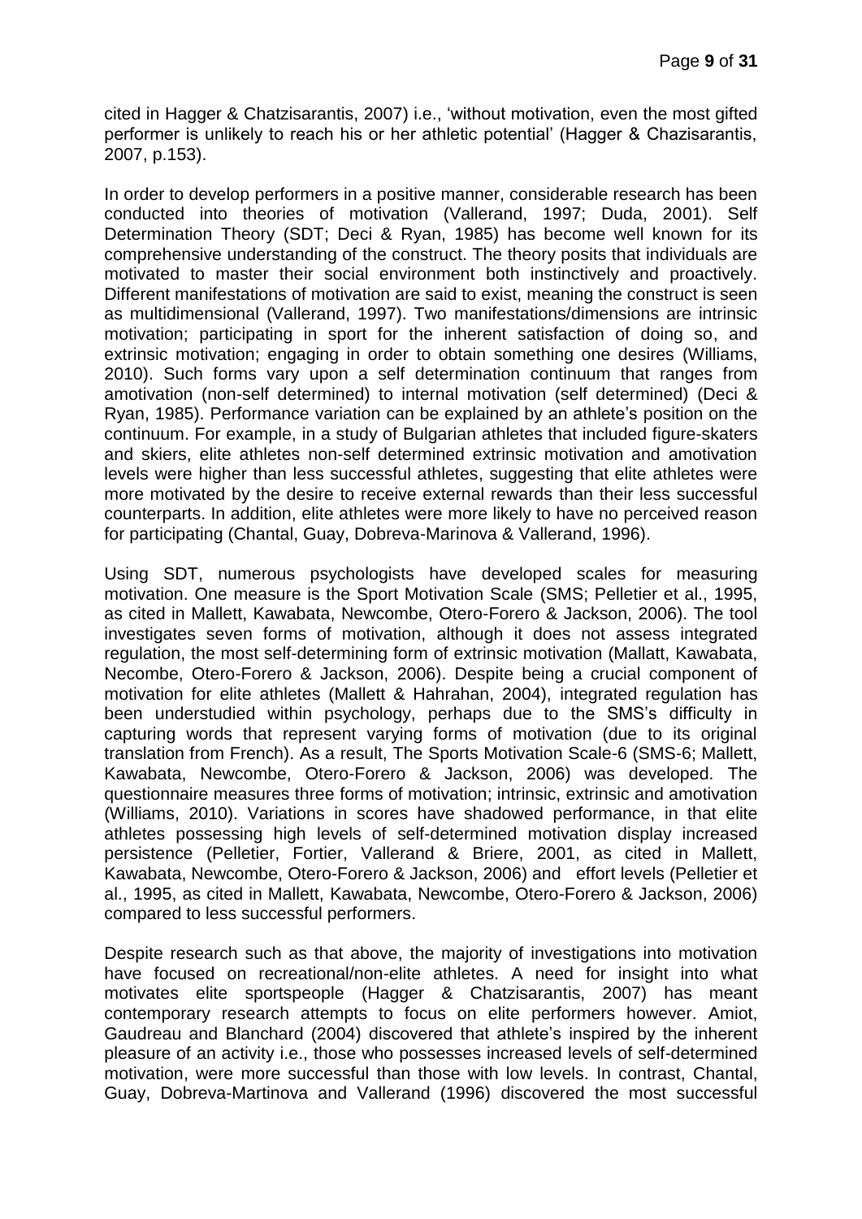cited in Hagger & Chatzisarantis, 2007) i.e., 'without motivation, even the most gifted performer is unlikely to reach his or her athletic potential' (Hagger & Chazisarantis, 2007, p.153).

In order to develop performers in a positive manner, considerable research has been conducted into theories of motivation (Vallerand, 1997; Duda, 2001). Self Determination Theory (SDT; Deci & Ryan, 1985) has become well known for its comprehensive understanding of the construct. The theory posits that individuals are motivated to master their social environment both instinctively and proactively. Different manifestations of motivation are said to exist, meaning the construct is seen as multidimensional (Vallerand, 1997). Two manifestations/dimensions are intrinsic motivation; participating in sport for the inherent satisfaction of doing so, and extrinsic motivation; engaging in order to obtain something one desires (Williams, 2010). Such forms vary upon a self determination continuum that ranges from amotivation (non-self determined) to internal motivation (self determined) (Deci & Ryan, 1985). Performance variation can be explained by an athlete's position on the continuum. For example, in a study of Bulgarian athletes that included figure-skaters and skiers, elite athletes non-self determined extrinsic motivation and amotivation levels were higher than less successful athletes, suggesting that elite athletes were more motivated by the desire to receive external rewards than their less successful counterparts. In addition, elite athletes were more likely to have no perceived reason for participating (Chantal, Guay, Dobreva-Marinova & Vallerand, 1996).

Using SDT, numerous psychologists have developed scales for measuring motivation. One measure is the Sport Motivation Scale (SMS; Pelletier et al., 1995, as cited in Mallett, Kawabata, Newcombe, Otero-Forero & Jackson, 2006). The tool investigates seven forms of motivation, although it does not assess integrated regulation, the most self-determining form of extrinsic motivation (Mallatt, Kawabata, Necombe, Otero-Forero & Jackson, 2006). Despite being a crucial component of motivation for elite athletes (Mallett & Hahrahan, 2004), integrated regulation has been understudied within psychology, perhaps due to the SMS's difficulty in capturing words that represent varying forms of motivation (due to its original translation from French). As a result, The Sports Motivation Scale-6 (SMS-6; Mallett, Kawabata, Newcombe, Otero-Forero & Jackson, 2006) was developed. The questionnaire measures three forms of motivation; intrinsic, extrinsic and amotivation (Williams, 2010). Variations in scores have shadowed performance, in that elite athletes possessing high levels of self-determined motivation display increased persistence (Pelletier, Fortier, Vallerand & Briere, 2001, as cited in Mallett, Kawabata, Newcombe, Otero-Forero & Jackson, 2006) and effort levels (Pelletier et al., 1995, as cited in Mallett, Kawabata, Newcombe, Otero-Forero & Jackson, 2006) compared to less successful performers.

Despite research such as that above, the majority of investigations into motivation have focused on recreational/non-elite athletes. A need for insight into what motivates elite sportspeople (Hagger & Chatzisarantis, 2007) has meant contemporary research attempts to focus on elite performers however. Amiot, Gaudreau and Blanchard (2004) discovered that athlete's inspired by the inherent pleasure of an activity i.e., those who possesses increased levels of self-determined motivation, were more successful than those with low levels. In contrast, Chantal, Guay, Dobreva-Martinova and Vallerand (1996) discovered the most successful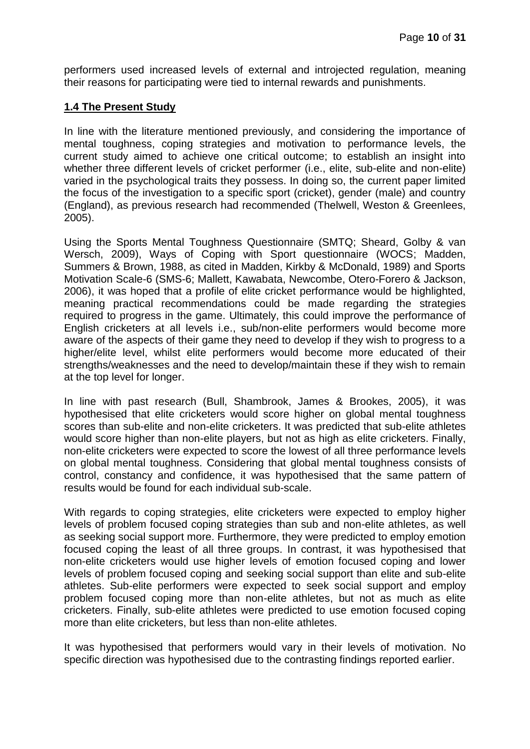performers used increased levels of external and introjected regulation, meaning their reasons for participating were tied to internal rewards and punishments.

## 1.4 The Present Study

In line with the literature mentioned previously, and considering the importance of mental toughness, coping strategies and motivation to performance levels, the current study aimed to achieve one critical outcome; to establish an insight into whether three different levels of cricket performer (i.e., elite, sub-elite and non-elite) varied in the psychological traits they possess. In doing so, the current paper limited the focus of the investigation to a specific sport (cricket), gender (male) and country (England), as previous research had recommended (Thelwell, Weston & Greenlees, 2005).

Using the Sports Mental Toughness Questionnaire (SMTQ; Sheard, Golby & van Wersch, 2009), Ways of Coping with Sport questionnaire (WOCS; Madden, Summers & Brown, 1988, as cited in Madden, Kirkby & McDonald, 1989) and Sports Motivation Scale-6 (SMS-6; Mallett, Kawabata, Newcombe, Otero-Forero & Jackson, 2006), it was hoped that a profile of elite cricket performance would be highlighted, meaning practical recommendations could be made regarding the strategies required to progress in the game. Ultimately, this could improve the performance of English cricketers at all levels i.e., sub/non-elite performers would become more aware of the aspects of their game they need to develop if they wish to progress to a higher/elite level, whilst elite performers would become more educated of their strengths/weaknesses and the need to develop/maintain these if they wish to remain at the top level for longer.

In line with past research (Bull, Shambrook, James & Brookes, 2005), it was hypothesised that elite cricketers would score higher on global mental toughness scores than sub-elite and non-elite cricketers. It was predicted that sub-elite athletes would score higher than non-elite players, but not as high as elite cricketers. Finally, non-elite cricketers were expected to score the lowest of all three performance levels on global mental toughness. Considering that global mental toughness consists of control, constancy and confidence, it was hypothesised that the same pattern of results would be found for each individual sub-scale.

With regards to coping strategies, elite cricketers were expected to employ higher levels of problem focused coping strategies than sub and non-elite athletes, as well as seeking social support more. Furthermore, they were predicted to employ emotion focused coping the least of all three groups. In contrast, it was hypothesised that non-elite cricketers would use higher levels of emotion focused coping and lower levels of problem focused coping and seeking social support than elite and sub-elite athletes. Sub-elite performers were expected to seek social support and employ problem focused coping more than non-elite athletes, but not as much as elite cricketers. Finally, sub-elite athletes were predicted to use emotion focused coping more than elite cricketers, but less than non-elite athletes.

It was hypothesised that performers would vary in their levels of motivation. No specific direction was hypothesised due to the contrasting findings reported earlier.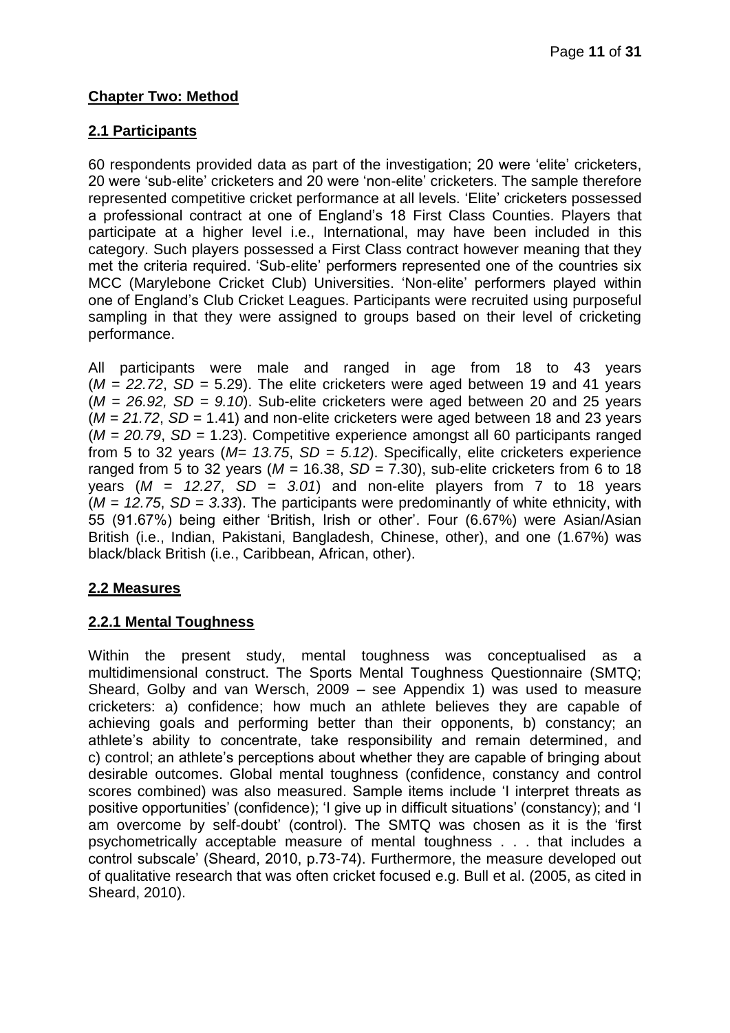## Chapter Two: Method

### 2.1 Participants

60 respondents provided data as part of the investigation; 20 were 'elite' cricketers, 20 were 'sub-elite' cricketers and 20 were 'non-elite' cricketers. The sample therefore represented competitive cricket performance at all levels. 'Elite' cricketers possessed a professional contract at one of England's 18 First Class Counties. Players that participate at a higher level i.e., International, may have been included in this category. Such players possessed a First Class contract however meaning that they met the criteria required. 'Sub-elite' performers represented one of the countries six MCC (Marylebone Cricket Club) Universities. 'Non-elite' performers played within one of England's Club Cricket Leagues. Participants were recruited using purposeful sampling in that they were assigned to groups based on their level of cricketing performance.

All participants were male and ranged in age from 18 to 43 years ($M = 22.72$, $SD = 5.29$). The elite cricketers were aged between 19 and 41 years ($M = 26.92$, $SD = 9.10$). Sub-elite cricketers were aged between 20 and 25 years ($M = 21.72$, $SD = 1.41$) and non-elite cricketers were aged between 18 and 23 years ($M = 20.79$, $SD = 1.23$). Competitive experience amongst all 60 participants ranged from 5 to 32 years ($M= 13.75$, $SD = 5.12$). Specifically, elite cricketers experience ranged from 5 to 32 years ($M = 16.38$, $SD = 7.30$), sub-elite cricketers from 6 to 18 years ($M = 12.27$, $SD = 3.01$) and non-elite players from 7 to 18 years ($M = 12.75$, $SD = 3.33$). The participants were predominantly of white ethnicity, with 55 (91.67%) being either 'British, Irish or other'. Four (6.67%) were Asian/Asian British (i.e., Indian, Pakistani, Bangladesh, Chinese, other), and one (1.67%) was black/black British (i.e., Caribbean, African, other).

### 2.2 Measures

#### 2.2.1 Mental Toughness

Within the present study, mental toughness was conceptualised as a multidimensional construct. The Sports Mental Toughness Questionnaire (SMTQ; Sheard, Golby and van Wersch, 2009 – see Appendix 1) was used to measure cricketers: a) confidence; how much an athlete believes they are capable of achieving goals and performing better than their opponents, b) constancy; an athlete's ability to concentrate, take responsibility and remain determined, and c) control; an athlete's perceptions about whether they are capable of bringing about desirable outcomes. Global mental toughness (confidence, constancy and control scores combined) was also measured. Sample items include 'I interpret threats as positive opportunities' (confidence); 'I give up in difficult situations' (constancy); and 'I am overcome by self-doubt' (control). The SMTQ was chosen as it is the 'first psychometrically acceptable measure of mental toughness . . . that includes a control subscale' (Sheard, 2010, p.73-74). Furthermore, the measure developed out of qualitative research that was often cricket focused e.g. Bull et al. (2005, as cited in Sheard, 2010).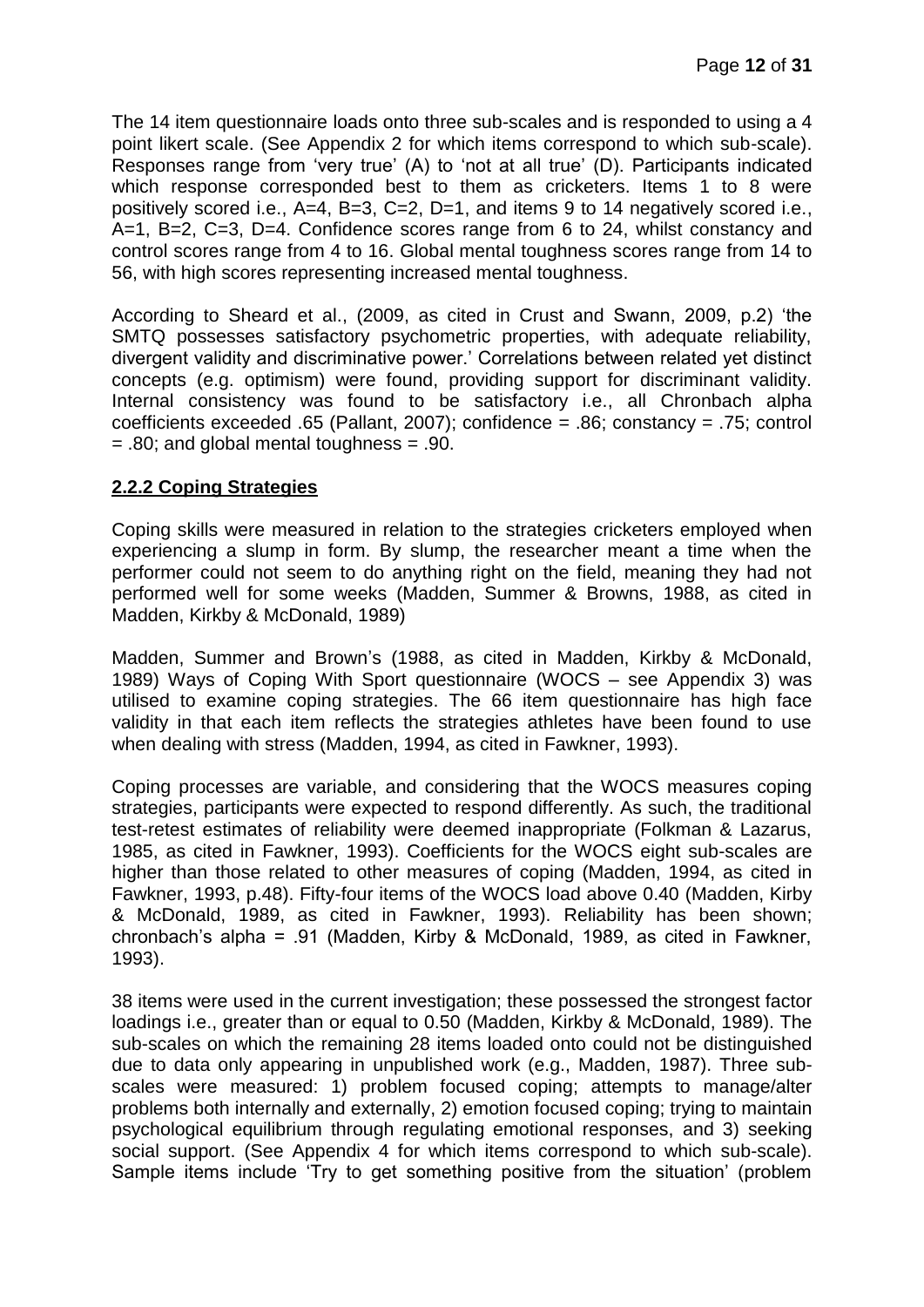The 14 item questionnaire loads onto three sub-scales and is responded to using a 4 point likert scale. (See Appendix 2 for which items correspond to which sub-scale). Responses range from 'very true' (A) to 'not at all true' (D). Participants indicated which response corresponded best to them as cricketers. Items 1 to 8 were positively scored i.e., A=4, B=3, C=2, D=1, and items 9 to 14 negatively scored i.e., A=1, B=2, C=3, D=4. Confidence scores range from 6 to 24, whilst constancy and control scores range from 4 to 16. Global mental toughness scores range from 14 to 56, with high scores representing increased mental toughness.

According to Sheard et al., (2009, as cited in Crust and Swann, 2009, p.2) 'the SMTQ possesses satisfactory psychometric properties, with adequate reliability, divergent validity and discriminative power.' Correlations between related yet distinct concepts (e.g. optimism) were found, providing support for discriminant validity. Internal consistency was found to be satisfactory i.e., all Chronbach alpha coefficients exceeded .65 (Pallant, 2007); confidence = .86; constancy = .75; control = .80; and global mental toughness = .90.

### **2.2.2 Coping Strategies**

Coping skills were measured in relation to the strategies cricketers employed when experiencing a slump in form. By slump, the researcher meant a time when the performer could not seem to do anything right on the field, meaning they had not performed well for some weeks (Madden, Summer & Browns, 1988, as cited in Madden, Kirkby & McDonald, 1989)

Madden, Summer and Brown's (1988, as cited in Madden, Kirkby & McDonald, 1989) Ways of Coping With Sport questionnaire (WOCS – see Appendix 3) was utilised to examine coping strategies. The 66 item questionnaire has high face validity in that each item reflects the strategies athletes have been found to use when dealing with stress (Madden, 1994, as cited in Fawkner, 1993).

Coping processes are variable, and considering that the WOCS measures coping strategies, participants were expected to respond differently. As such, the traditional test-retest estimates of reliability were deemed inappropriate (Folkman & Lazarus, 1985, as cited in Fawkner, 1993). Coefficients for the WOCS eight sub-scales are higher than those related to other measures of coping (Madden, 1994, as cited in Fawkner, 1993, p.48). Fifty-four items of the WOCS load above 0.40 (Madden, Kirby & McDonald, 1989, as cited in Fawkner, 1993). Reliability has been shown; chronbach's alpha = .91 (Madden, Kirby & McDonald, 1989, as cited in Fawkner, 1993).

38 items were used in the current investigation; these possessed the strongest factor loadings i.e., greater than or equal to 0.50 (Madden, Kirkby & McDonald, 1989). The sub-scales on which the remaining 28 items loaded onto could not be distinguished due to data only appearing in unpublished work (e.g., Madden, 1987). Three sub-scales were measured: 1) problem focused coping; attempts to manage/alter problems both internally and externally, 2) emotion focused coping; trying to maintain psychological equilibrium through regulating emotional responses, and 3) seeking social support. (See Appendix 4 for which items correspond to which sub-scale). Sample items include 'Try to get something positive from the situation' (problem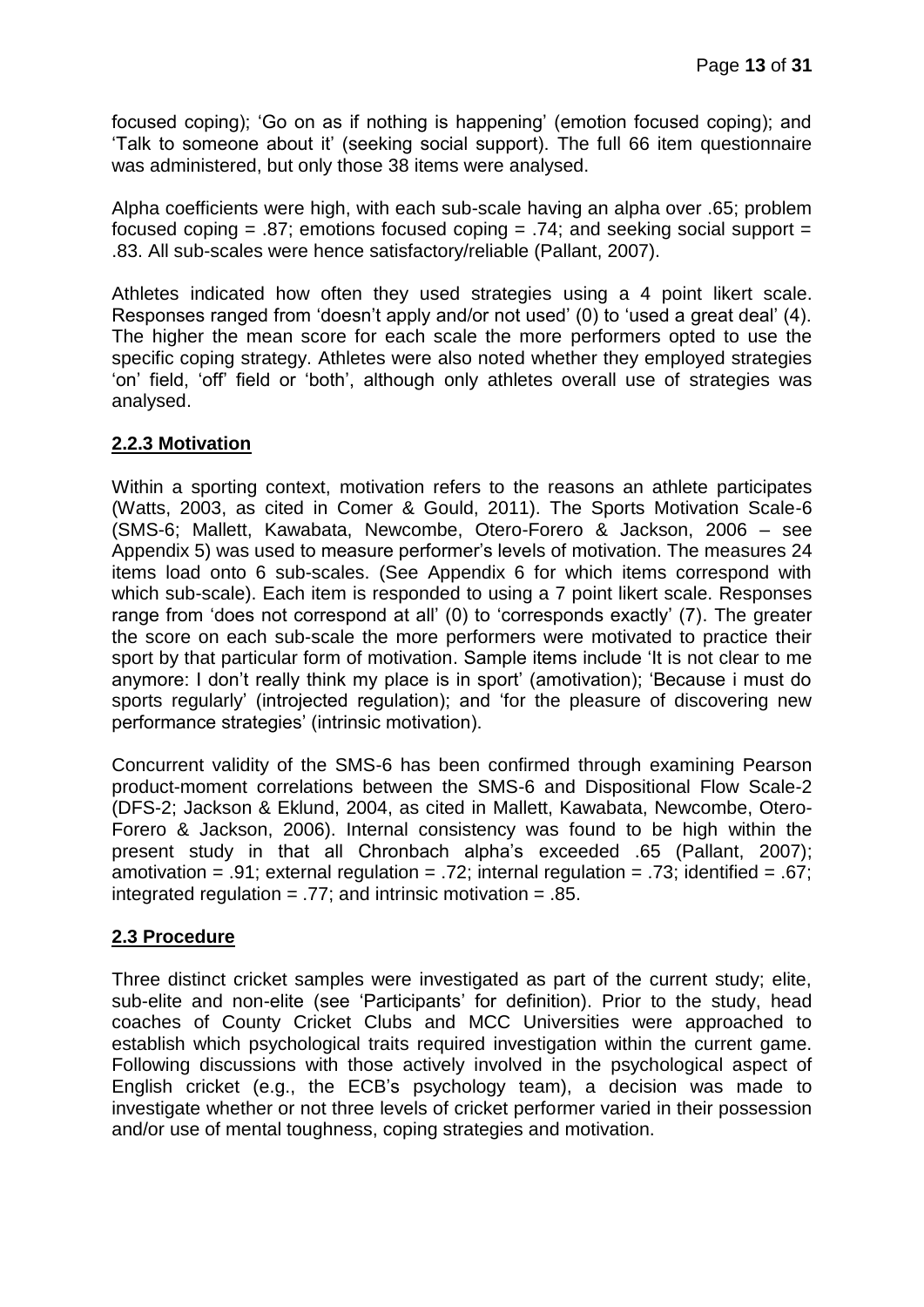focused coping); 'Go on as if nothing is happening' (emotion focused coping); and 'Talk to someone about it' (seeking social support). The full 66 item questionnaire was administered, but only those 38 items were analysed.

Alpha coefficients were high, with each sub-scale having an alpha over .65; problem focused coping = .87; emotions focused coping = .74; and seeking social support = .83. All sub-scales were hence satisfactory/reliable (Pallant, 2007).

Athletes indicated how often they used strategies using a 4 point likert scale. Responses ranged from 'doesn't apply and/or not used' (0) to 'used a great deal' (4). The higher the mean score for each scale the more performers opted to use the specific coping strategy. Athletes were also noted whether they employed strategies 'on' field, 'off' field or 'both', although only athletes overall use of strategies was analysed.

### 2.2.3 Motivation

Within a sporting context, motivation refers to the reasons an athlete participates (Watts, 2003, as cited in Comer & Gould, 2011). The Sports Motivation Scale-6 (SMS-6; Mallett, Kawabata, Newcombe, Otero-Forero & Jackson, 2006 – see Appendix 5) was used to measure performer's levels of motivation. The measures 24 items load onto 6 sub-scales. (See Appendix 6 for which items correspond with which sub-scale). Each item is responded to using a 7 point likert scale. Responses range from 'does not correspond at all' (0) to 'corresponds exactly' (7). The greater the score on each sub-scale the more performers were motivated to practice their sport by that particular form of motivation. Sample items include 'It is not clear to me anymore: I don't really think my place is in sport' (amotivation); 'Because i must do sports regularly' (introjected regulation); and 'for the pleasure of discovering new performance strategies' (intrinsic motivation).

Concurrent validity of the SMS-6 has been confirmed through examining Pearson product-moment correlations between the SMS-6 and Dispositional Flow Scale-2 (DFS-2; Jackson & Eklund, 2004, as cited in Mallett, Kawabata, Newcombe, Otero-Forero & Jackson, 2006). Internal consistency was found to be high within the present study in that all Chronbach alpha's exceeded .65 (Pallant, 2007); amotivation = .91; external regulation = .72; internal regulation = .73; identified = .67; integrated regulation = .77; and intrinsic motivation = .85.

## 2.3 Procedure

Three distinct cricket samples were investigated as part of the current study; elite, sub-elite and non-elite (see 'Participants' for definition). Prior to the study, head coaches of County Cricket Clubs and MCC Universities were approached to establish which psychological traits required investigation within the current game. Following discussions with those actively involved in the psychological aspect of English cricket (e.g., the ECB's psychology team), a decision was made to investigate whether or not three levels of cricket performer varied in their possession and/or use of mental toughness, coping strategies and motivation.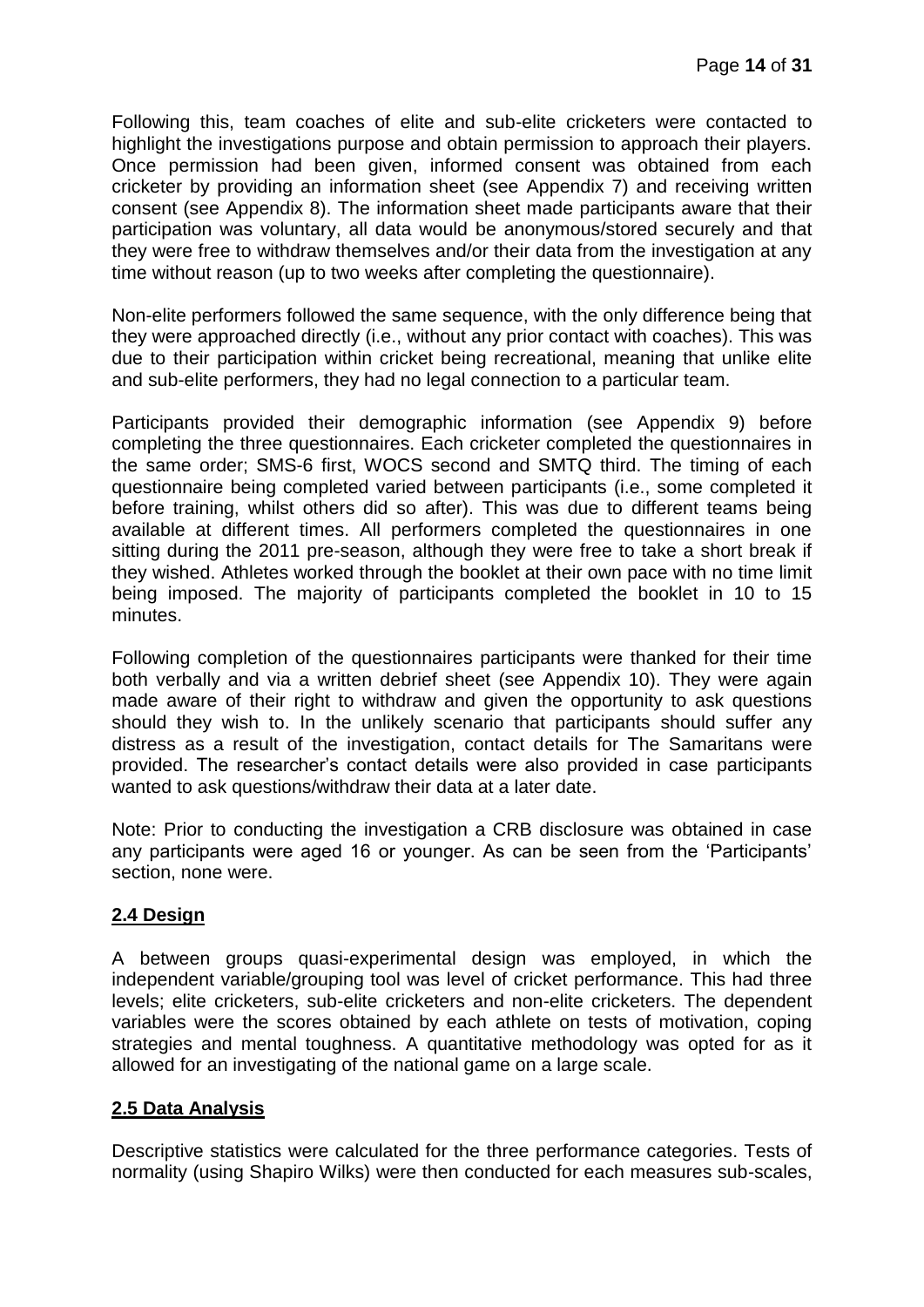Following this, team coaches of elite and sub-elite cricketers were contacted to highlight the investigations purpose and obtain permission to approach their players. Once permission had been given, informed consent was obtained from each cricketer by providing an information sheet (see Appendix 7) and receiving written consent (see Appendix 8). The information sheet made participants aware that their participation was voluntary, all data would be anonymous/stored securely and that they were free to withdraw themselves and/or their data from the investigation at any time without reason (up to two weeks after completing the questionnaire).

Non-elite performers followed the same sequence, with the only difference being that they were approached directly (i.e., without any prior contact with coaches). This was due to their participation within cricket being recreational, meaning that unlike elite and sub-elite performers, they had no legal connection to a particular team.

Participants provided their demographic information (see Appendix 9) before completing the three questionnaires. Each cricketer completed the questionnaires in the same order; SMS-6 first, WOCS second and SMTQ third. The timing of each questionnaire being completed varied between participants (i.e., some completed it before training, whilst others did so after). This was due to different teams being available at different times. All performers completed the questionnaires in one sitting during the 2011 pre-season, although they were free to take a short break if they wished. Athletes worked through the booklet at their own pace with no time limit being imposed. The majority of participants completed the booklet in 10 to 15 minutes.

Following completion of the questionnaires participants were thanked for their time both verbally and via a written debrief sheet (see Appendix 10). They were again made aware of their right to withdraw and given the opportunity to ask questions should they wish to. In the unlikely scenario that participants should suffer any distress as a result of the investigation, contact details for The Samaritans were provided. The researcher's contact details were also provided in case participants wanted to ask questions/withdraw their data at a later date.

Note: Prior to conducting the investigation a CRB disclosure was obtained in case any participants were aged 16 or younger. As can be seen from the 'Participants' section, none were.

## 2.4 Design

A between groups quasi-experimental design was employed, in which the independent variable/grouping tool was level of cricket performance. This had three levels; elite cricketers, sub-elite cricketers and non-elite cricketers. The dependent variables were the scores obtained by each athlete on tests of motivation, coping strategies and mental toughness. A quantitative methodology was opted for as it allowed for an investigating of the national game on a large scale.

## 2.5 Data Analysis

Descriptive statistics were calculated for the three performance categories. Tests of normality (using Shapiro Wilks) were then conducted for each measures sub-scales,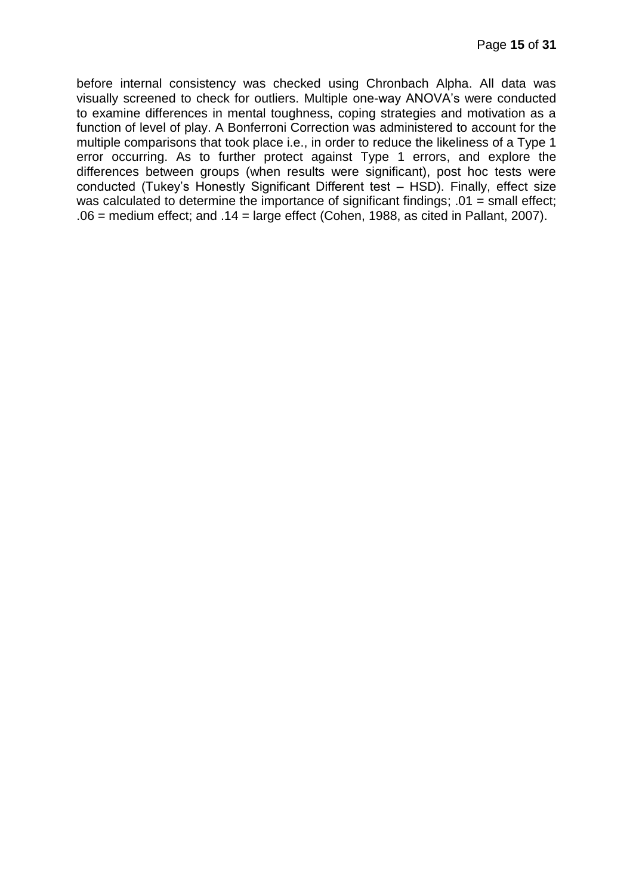before internal consistency was checked using Chronbach Alpha. All data was visually screened to check for outliers. Multiple one-way ANOVA's were conducted to examine differences in mental toughness, coping strategies and motivation as a function of level of play. A Bonferroni Correction was administered to account for the multiple comparisons that took place i.e., in order to reduce the likeliness of a Type 1 error occurring. As to further protect against Type 1 errors, and explore the differences between groups (when results were significant), post hoc tests were conducted (Tukey's Honestly Significant Different test – HSD). Finally, effect size was calculated to determine the importance of significant findings; .01 = small effect; .06 = medium effect; and .14 = large effect (Cohen, 1988, as cited in Pallant, 2007).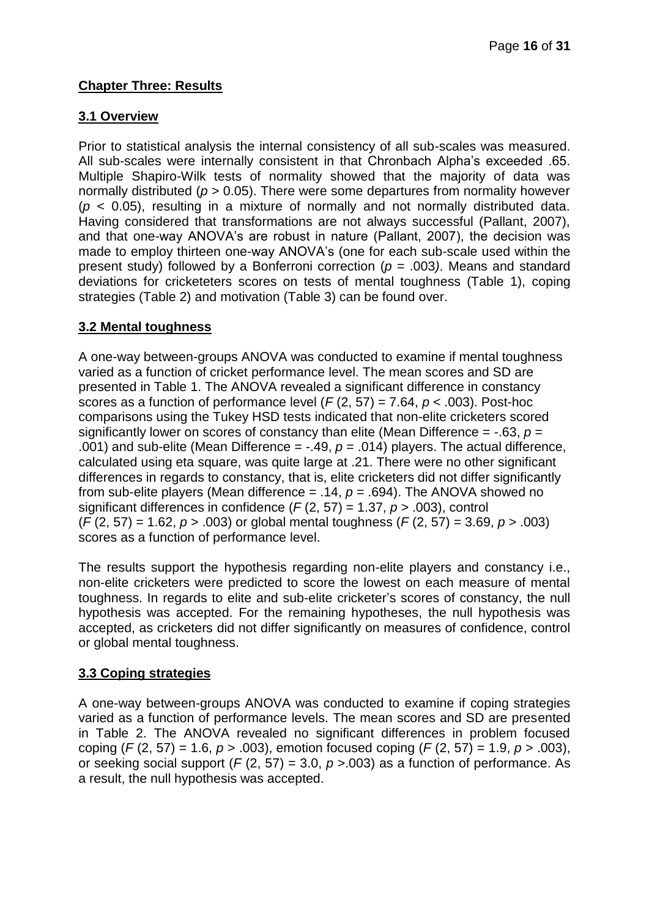## Chapter Three: Results

### 3.1 Overview

Prior to statistical analysis the internal consistency of all sub-scales was measured. All sub-scales were internally consistent in that Chronbach Alpha's exceeded .65. Multiple Shapiro-Wilk tests of normality showed that the majority of data was normally distributed ($p > 0.05$). There were some departures from normality however ($p < 0.05$), resulting in a mixture of normally and not normally distributed data. Having considered that transformations are not always successful (Pallant, 2007), and that one-way ANOVA's are robust in nature (Pallant, 2007), the decision was made to employ thirteen one-way ANOVA's (one for each sub-scale used within the present study) followed by a Bonferroni correction ($p = .003$). Means and standard deviations for cricketeters scores on tests of mental toughness (Table 1), coping strategies (Table 2) and motivation (Table 3) can be found over.

### 3.2 Mental toughness

A one-way between-groups ANOVA was conducted to examine if mental toughness varied as a function of cricket performance level. The mean scores and SD are presented in Table 1. The ANOVA revealed a significant difference in constancy scores as a function of performance level ($F$ (2, 57) = 7.64, $p < .003$). Post-hoc comparisons using the Tukey HSD tests indicated that non-elite cricketers scored significantly lower on scores of constancy than elite (Mean Difference = -.63, $p$ = .001) and sub-elite (Mean Difference = -.49, $p$ = .014) players. The actual difference, calculated using eta square, was quite large at .21. There were no other significant differences in regards to constancy, that is, elite cricketers did not differ significantly from sub-elite players (Mean difference = .14, $p$ = .694). The ANOVA showed no significant differences in confidence ($F$ (2, 57) = 1.37, $p > .003$), control ($F$ (2, 57) = 1.62, $p > .003$) or global mental toughness ($F$ (2, 57) = 3.69, $p > .003$) scores as a function of performance level.

The results support the hypothesis regarding non-elite players and constancy i.e., non-elite cricketers were predicted to score the lowest on each measure of mental toughness. In regards to elite and sub-elite cricketer's scores of constancy, the null hypothesis was accepted. For the remaining hypotheses, the null hypothesis was accepted, as cricketers did not differ significantly on measures of confidence, control or global mental toughness.

### 3.3 Coping strategies

A one-way between-groups ANOVA was conducted to examine if coping strategies varied as a function of performance levels. The mean scores and SD are presented in Table 2. The ANOVA revealed no significant differences in problem focused coping ($F$ (2, 57) = 1.6, $p > .003$), emotion focused coping ($F$ (2, 57) = 1.9, $p > .003$), or seeking social support ($F$ (2, 57) = 3.0, $p > .003$) as a function of performance. As a result, the null hypothesis was accepted.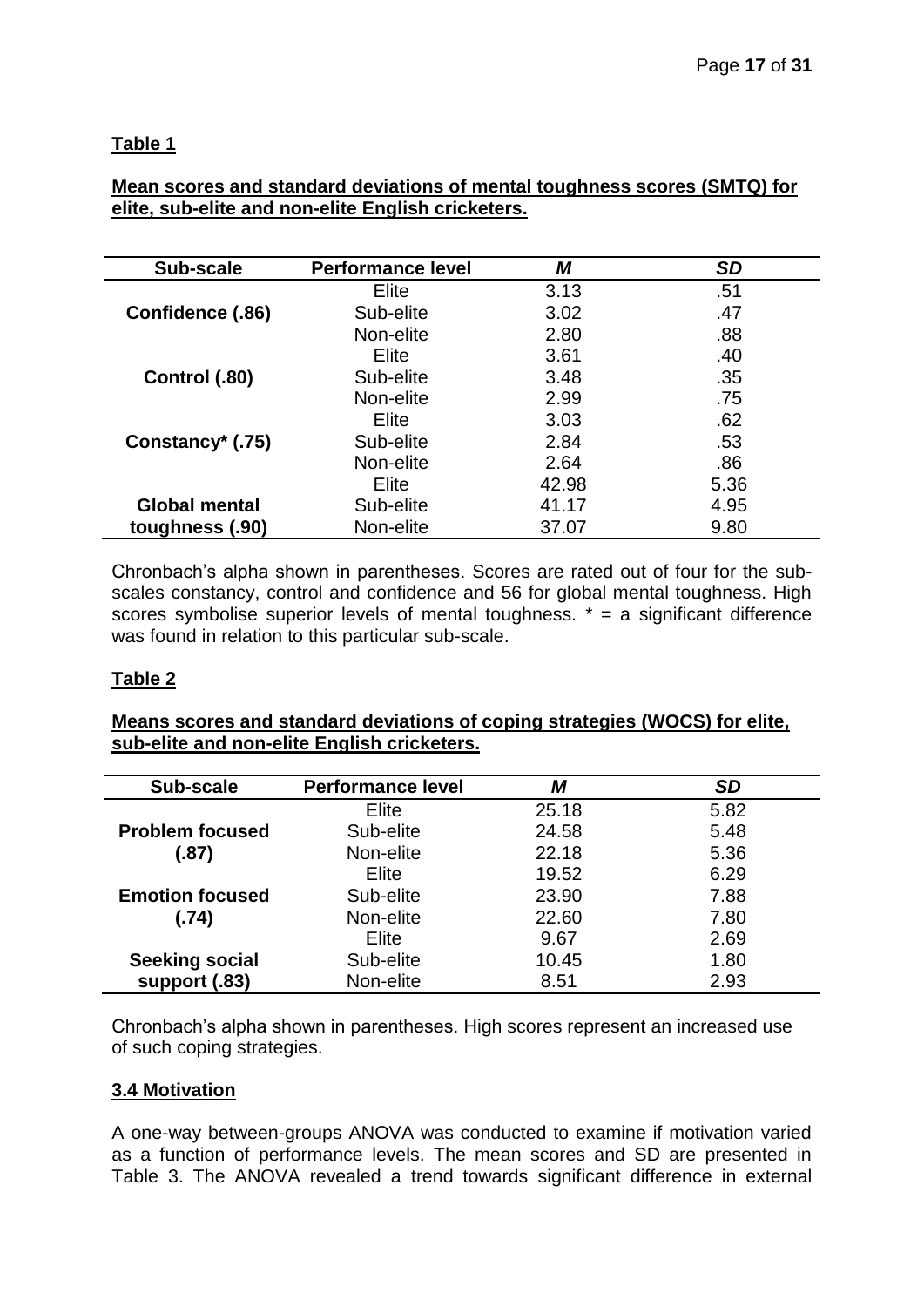**Table 1**

**Mean scores and standard deviations of mental toughness scores (SMTQ) for elite, sub-elite and non-elite English cricketers.**

| Sub-scale | Performance level | *M* | *SD* |
|---|---|---|---|
| | Elite | 3.13 | .51 |
| **Confidence (.86)** | Sub-elite | 3.02 | .47 |
| | Non-elite | 2.80 | .88 |
| | Elite | 3.61 | .40 |
| **Control (.80)** | Sub-elite | 3.48 | .35 |
| | Non-elite | 2.99 | .75 |
| | Elite | 3.03 | .62 |
| **Constancy* (.75)** | Sub-elite | 2.84 | .53 |
| | Non-elite | 2.64 | .86 |
| | Elite | 42.98 | 5.36 |
| **Global mental** | Sub-elite | 41.17 | 4.95 |
| **toughness (.90)** | Non-elite | 37.07 | 9.80 |

Chronbach's alpha shown in parentheses. Scores are rated out of four for the sub-scales constancy, control and confidence and 56 for global mental toughness. High scores symbolise superior levels of mental toughness. * = a significant difference was found in relation to this particular sub-scale.

**Table 2**

**Means scores and standard deviations of coping strategies (WOCS) for elite, sub-elite and non-elite English cricketers.**

| Sub-scale | Performance level | *M* | *SD* |
|---|---|---|---|
| | Elite | 25.18 | 5.82 |
| **Problem focused** | Sub-elite | 24.58 | 5.48 |
| **(.87)** | Non-elite | 22.18 | 5.36 |
| | Elite | 19.52 | 6.29 |
| **Emotion focused** | Sub-elite | 23.90 | 7.88 |
| **(.74)** | Non-elite | 22.60 | 7.80 |
| | Elite | 9.67 | 2.69 |
| **Seeking social** | Sub-elite | 10.45 | 1.80 |
| **support (.83)** | Non-elite | 8.51 | 2.93 |

Chronbach's alpha shown in parentheses. High scores represent an increased use of such coping strategies.

### 3.4 Motivation

A one-way between-groups ANOVA was conducted to examine if motivation varied as a function of performance levels. The mean scores and SD are presented in Table 3. The ANOVA revealed a trend towards significant difference in external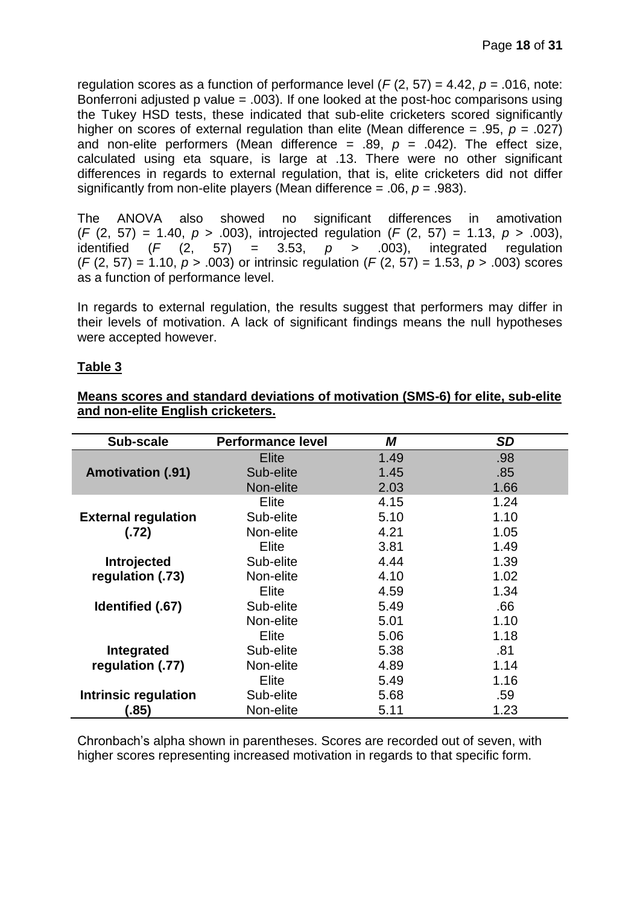regulation scores as a function of performance level ($F$ (2, 57) = 4.42, $p$ = .016, note: Bonferroni adjusted p value = .003). If one looked at the post-hoc comparisons using the Tukey HSD tests, these indicated that sub-elite cricketers scored significantly higher on scores of external regulation than elite (Mean difference = .95, $p$ = .027) and non-elite performers (Mean difference = .89, $p$ = .042). The effect size, calculated using eta square, is large at .13. There were no other significant differences in regards to external regulation, that is, elite cricketers did not differ significantly from non-elite players (Mean difference = .06, $p$ = .983).

The ANOVA also showed no significant differences in amotivation ($F$ (2, 57) = 1.40, $p$ > .003), introjected regulation ($F$ (2, 57) = 1.13, $p$ > .003), identified ($F$ (2, 57) = 3.53, $p$ > .003), integrated regulation ($F$ (2, 57) = 1.10, $p$ > .003) or intrinsic regulation ($F$ (2, 57) = 1.53, $p$ > .003) scores as a function of performance level.

In regards to external regulation, the results suggest that performers may differ in their levels of motivation. A lack of significant findings means the null hypotheses were accepted however.

**Table 3**

**Means scores and standard deviations of motivation (SMS-6) for elite, sub-elite and non-elite English cricketers.**

| Sub-scale | Performance level | *M* | *SD* |
|---|---|---|---|
| Amotivation (.91) | Elite | 1.49 | .98 |
| | Sub-elite | 1.45 | .85 |
| | Non-elite | 2.03 | 1.66 |
| External regulation (.72) | Elite | 4.15 | 1.24 |
| | Sub-elite | 5.10 | 1.10 |
| | Non-elite | 4.21 | 1.05 |
| Introjected regulation (.73) | Elite | 3.81 | 1.49 |
| | Sub-elite | 4.44 | 1.39 |
| | Non-elite | 4.10 | 1.02 |
| Identified (.67) | Elite | 4.59 | 1.34 |
| | Sub-elite | 5.49 | .66 |
| | Non-elite | 5.01 | 1.10 |
| Integrated regulation (.77) | Elite | 5.06 | 1.18 |
| | Sub-elite | 5.38 | .81 |
| | Non-elite | 4.89 | 1.14 |
| Intrinsic regulation (.85) | Elite | 5.49 | 1.16 |
| | Sub-elite | 5.68 | .59 |
| | Non-elite | 5.11 | 1.23 |

Chronbach's alpha shown in parentheses. Scores are recorded out of seven, with higher scores representing increased motivation in regards to that specific form.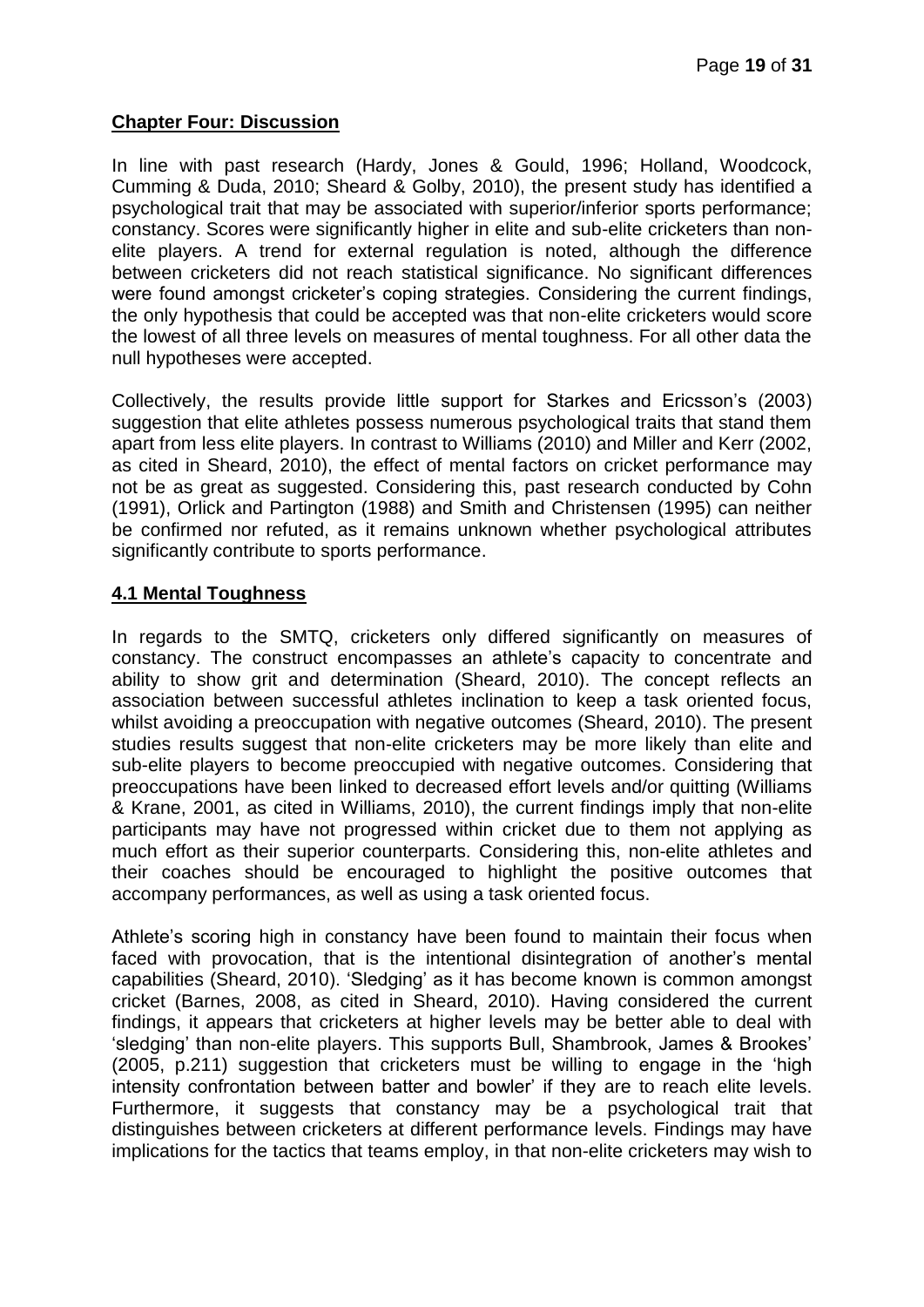## Chapter Four: Discussion

In line with past research (Hardy, Jones & Gould, 1996; Holland, Woodcock, Cumming & Duda, 2010; Sheard & Golby, 2010), the present study has identified a psychological trait that may be associated with superior/inferior sports performance; constancy. Scores were significantly higher in elite and sub-elite cricketers than non-elite players. A trend for external regulation is noted, although the difference between cricketers did not reach statistical significance. No significant differences were found amongst cricketer's coping strategies. Considering the current findings, the only hypothesis that could be accepted was that non-elite cricketers would score the lowest of all three levels on measures of mental toughness. For all other data the null hypotheses were accepted.

Collectively, the results provide little support for Starkes and Ericsson's (2003) suggestion that elite athletes possess numerous psychological traits that stand them apart from less elite players. In contrast to Williams (2010) and Miller and Kerr (2002, as cited in Sheard, 2010), the effect of mental factors on cricket performance may not be as great as suggested. Considering this, past research conducted by Cohn (1991), Orlick and Partington (1988) and Smith and Christensen (1995) can neither be confirmed nor refuted, as it remains unknown whether psychological attributes significantly contribute to sports performance.

### 4.1 Mental Toughness

In regards to the SMTQ, cricketers only differed significantly on measures of constancy. The construct encompasses an athlete's capacity to concentrate and ability to show grit and determination (Sheard, 2010). The concept reflects an association between successful athletes inclination to keep a task oriented focus, whilst avoiding a preoccupation with negative outcomes (Sheard, 2010). The present studies results suggest that non-elite cricketers may be more likely than elite and sub-elite players to become preoccupied with negative outcomes. Considering that preoccupations have been linked to decreased effort levels and/or quitting (Williams & Krane, 2001, as cited in Williams, 2010), the current findings imply that non-elite participants may have not progressed within cricket due to them not applying as much effort as their superior counterparts. Considering this, non-elite athletes and their coaches should be encouraged to highlight the positive outcomes that accompany performances, as well as using a task oriented focus.

Athlete's scoring high in constancy have been found to maintain their focus when faced with provocation, that is the intentional disintegration of another's mental capabilities (Sheard, 2010). 'Sledging' as it has become known is common amongst cricket (Barnes, 2008, as cited in Sheard, 2010). Having considered the current findings, it appears that cricketers at higher levels may be better able to deal with 'sledging' than non-elite players. This supports Bull, Shambrook, James & Brookes' (2005, p.211) suggestion that cricketers must be willing to engage in the 'high intensity confrontation between batter and bowler' if they are to reach elite levels. Furthermore, it suggests that constancy may be a psychological trait that distinguishes between cricketers at different performance levels. Findings may have implications for the tactics that teams employ, in that non-elite cricketers may wish to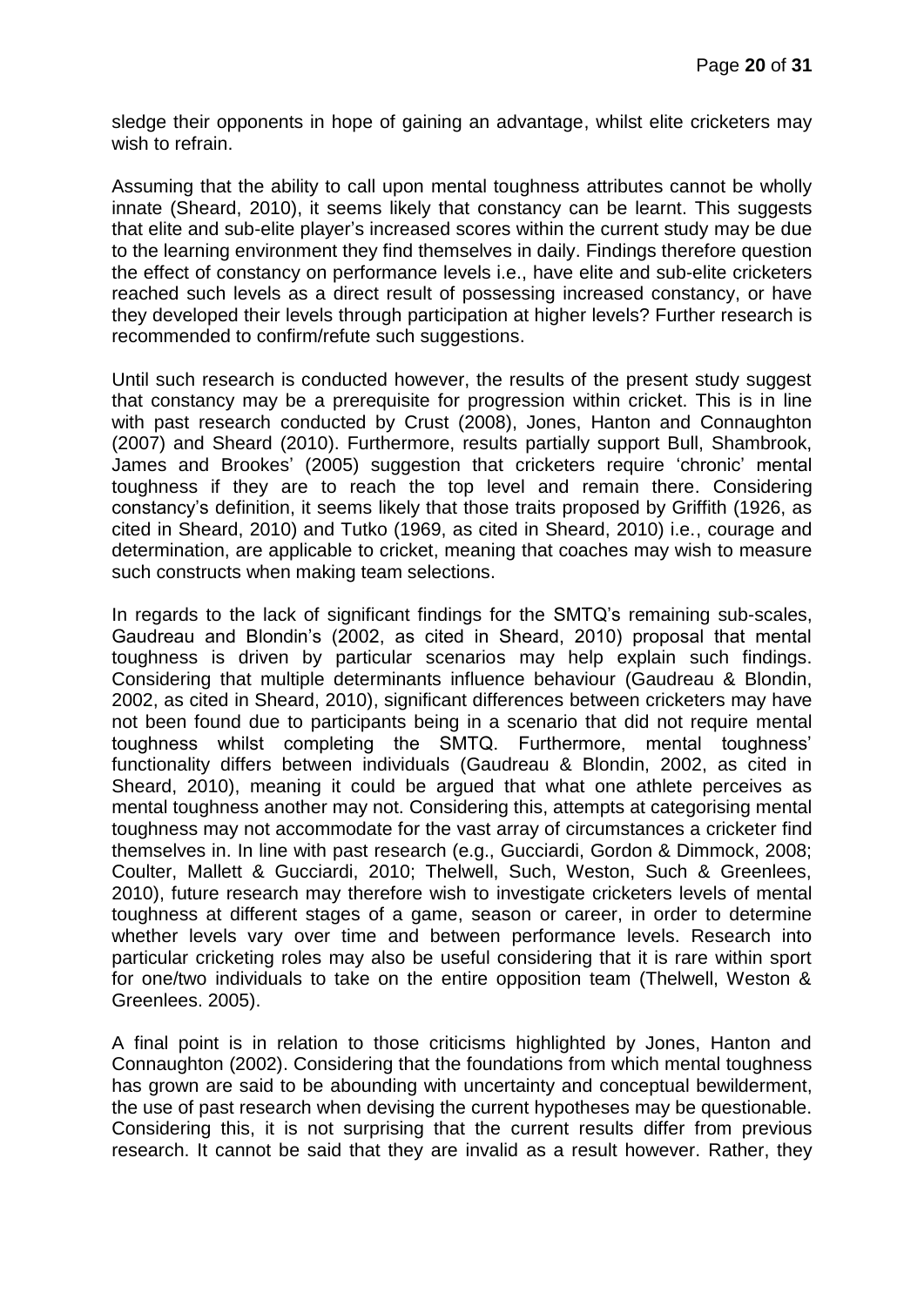sledge their opponents in hope of gaining an advantage, whilst elite cricketers may wish to refrain.

Assuming that the ability to call upon mental toughness attributes cannot be wholly innate (Sheard, 2010), it seems likely that constancy can be learnt. This suggests that elite and sub-elite player's increased scores within the current study may be due to the learning environment they find themselves in daily. Findings therefore question the effect of constancy on performance levels i.e., have elite and sub-elite cricketers reached such levels as a direct result of possessing increased constancy, or have they developed their levels through participation at higher levels? Further research is recommended to confirm/refute such suggestions.

Until such research is conducted however, the results of the present study suggest that constancy may be a prerequisite for progression within cricket. This is in line with past research conducted by Crust (2008), Jones, Hanton and Connaughton (2007) and Sheard (2010). Furthermore, results partially support Bull, Shambrook, James and Brookes' (2005) suggestion that cricketers require 'chronic' mental toughness if they are to reach the top level and remain there. Considering constancy's definition, it seems likely that those traits proposed by Griffith (1926, as cited in Sheard, 2010) and Tutko (1969, as cited in Sheard, 2010) i.e., courage and determination, are applicable to cricket, meaning that coaches may wish to measure such constructs when making team selections.

In regards to the lack of significant findings for the SMTQ's remaining sub-scales, Gaudreau and Blondin's (2002, as cited in Sheard, 2010) proposal that mental toughness is driven by particular scenarios may help explain such findings. Considering that multiple determinants influence behaviour (Gaudreau & Blondin, 2002, as cited in Sheard, 2010), significant differences between cricketers may have not been found due to participants being in a scenario that did not require mental toughness whilst completing the SMTQ. Furthermore, mental toughness' functionality differs between individuals (Gaudreau & Blondin, 2002, as cited in Sheard, 2010), meaning it could be argued that what one athlete perceives as mental toughness another may not. Considering this, attempts at categorising mental toughness may not accommodate for the vast array of circumstances a cricketer find themselves in. In line with past research (e.g., Gucciardi, Gordon & Dimmock, 2008; Coulter, Mallett & Gucciardi, 2010; Thelwell, Such, Weston, Such & Greenlees, 2010), future research may therefore wish to investigate cricketers levels of mental toughness at different stages of a game, season or career, in order to determine whether levels vary over time and between performance levels. Research into particular cricketing roles may also be useful considering that it is rare within sport for one/two individuals to take on the entire opposition team (Thelwell, Weston & Greenlees. 2005).

A final point is in relation to those criticisms highlighted by Jones, Hanton and Connaughton (2002). Considering that the foundations from which mental toughness has grown are said to be abounding with uncertainty and conceptual bewilderment, the use of past research when devising the current hypotheses may be questionable. Considering this, it is not surprising that the current results differ from previous research. It cannot be said that they are invalid as a result however. Rather, they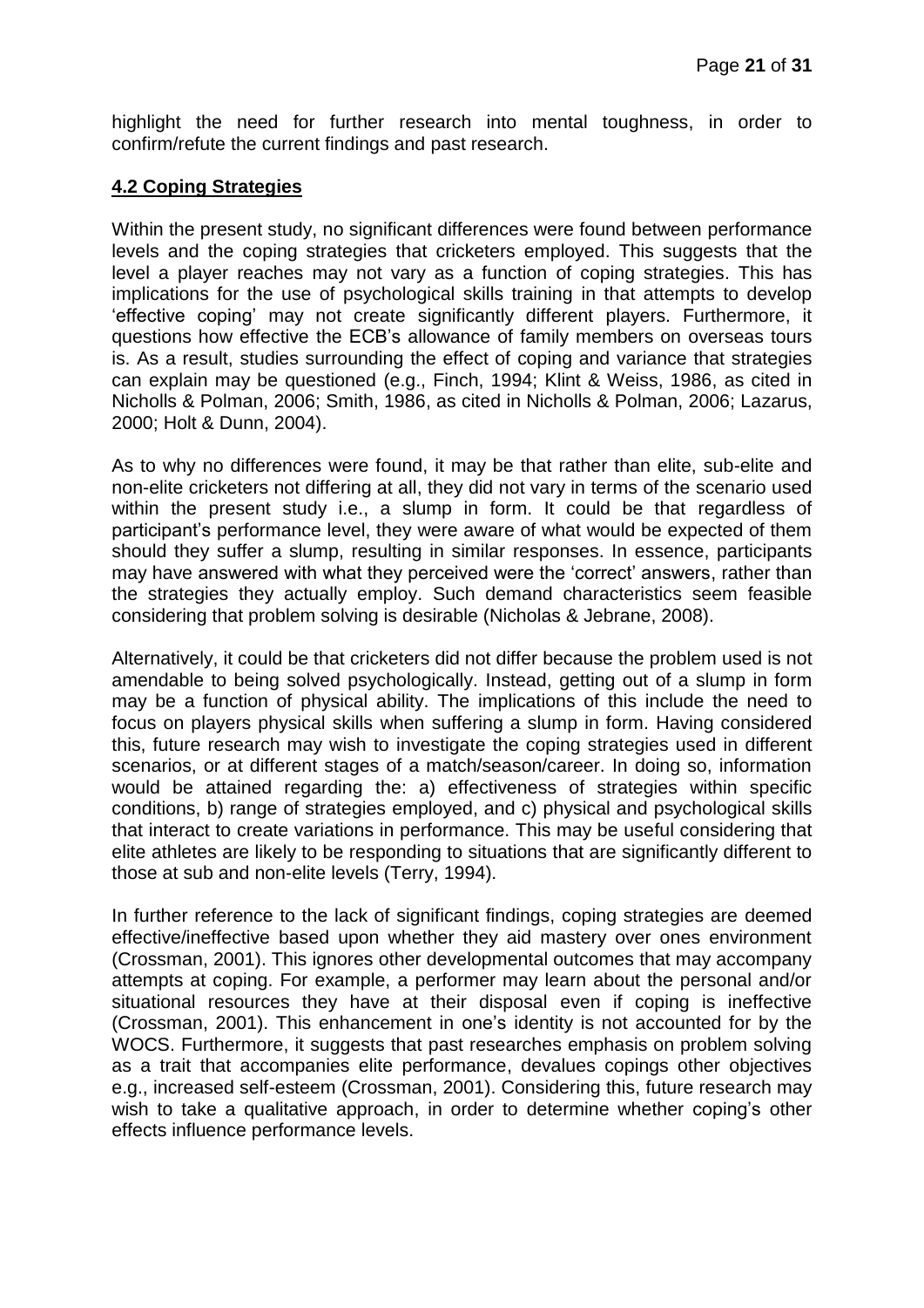highlight the need for further research into mental toughness, in order to confirm/refute the current findings and past research.

## 4.2 Coping Strategies

Within the present study, no significant differences were found between performance levels and the coping strategies that cricketers employed. This suggests that the level a player reaches may not vary as a function of coping strategies. This has implications for the use of psychological skills training in that attempts to develop 'effective coping' may not create significantly different players. Furthermore, it questions how effective the ECB's allowance of family members on overseas tours is. As a result, studies surrounding the effect of coping and variance that strategies can explain may be questioned (e.g., Finch, 1994; Klint & Weiss, 1986, as cited in Nicholls & Polman, 2006; Smith, 1986, as cited in Nicholls & Polman, 2006; Lazarus, 2000; Holt & Dunn, 2004).

As to why no differences were found, it may be that rather than elite, sub-elite and non-elite cricketers not differing at all, they did not vary in terms of the scenario used within the present study i.e., a slump in form. It could be that regardless of participant's performance level, they were aware of what would be expected of them should they suffer a slump, resulting in similar responses. In essence, participants may have answered with what they perceived were the 'correct' answers, rather than the strategies they actually employ. Such demand characteristics seem feasible considering that problem solving is desirable (Nicholas & Jebrane, 2008).

Alternatively, it could be that cricketers did not differ because the problem used is not amendable to being solved psychologically. Instead, getting out of a slump in form may be a function of physical ability. The implications of this include the need to focus on players physical skills when suffering a slump in form. Having considered this, future research may wish to investigate the coping strategies used in different scenarios, or at different stages of a match/season/career. In doing so, information would be attained regarding the: a) effectiveness of strategies within specific conditions, b) range of strategies employed, and c) physical and psychological skills that interact to create variations in performance. This may be useful considering that elite athletes are likely to be responding to situations that are significantly different to those at sub and non-elite levels (Terry, 1994).

In further reference to the lack of significant findings, coping strategies are deemed effective/ineffective based upon whether they aid mastery over ones environment (Crossman, 2001). This ignores other developmental outcomes that may accompany attempts at coping. For example, a performer may learn about the personal and/or situational resources they have at their disposal even if coping is ineffective (Crossman, 2001). This enhancement in one's identity is not accounted for by the WOCS. Furthermore, it suggests that past researches emphasis on problem solving as a trait that accompanies elite performance, devalues copings other objectives e.g., increased self-esteem (Crossman, 2001). Considering this, future research may wish to take a qualitative approach, in order to determine whether coping's other effects influence performance levels.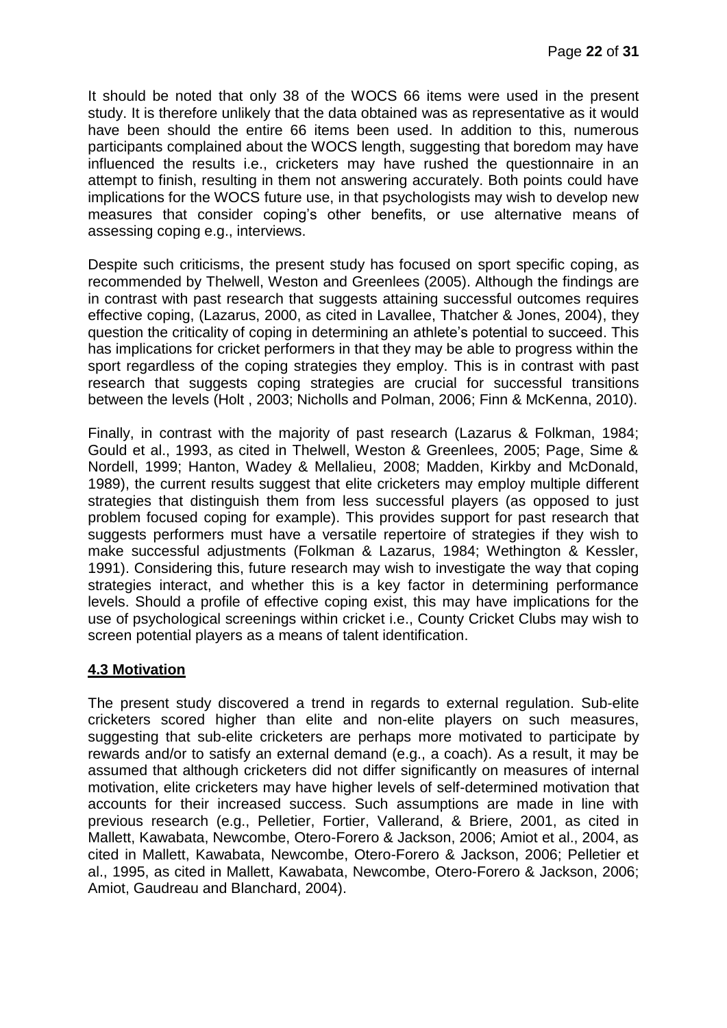It should be noted that only 38 of the WOCS 66 items were used in the present study. It is therefore unlikely that the data obtained was as representative as it would have been should the entire 66 items been used. In addition to this, numerous participants complained about the WOCS length, suggesting that boredom may have influenced the results i.e., cricketers may have rushed the questionnaire in an attempt to finish, resulting in them not answering accurately. Both points could have implications for the WOCS future use, in that psychologists may wish to develop new measures that consider coping's other benefits, or use alternative means of assessing coping e.g., interviews.

Despite such criticisms, the present study has focused on sport specific coping, as recommended by Thelwell, Weston and Greenlees (2005). Although the findings are in contrast with past research that suggests attaining successful outcomes requires effective coping, (Lazarus, 2000, as cited in Lavallee, Thatcher & Jones, 2004), they question the criticality of coping in determining an athlete's potential to succeed. This has implications for cricket performers in that they may be able to progress within the sport regardless of the coping strategies they employ. This is in contrast with past research that suggests coping strategies are crucial for successful transitions between the levels (Holt , 2003; Nicholls and Polman, 2006; Finn & McKenna, 2010).

Finally, in contrast with the majority of past research (Lazarus & Folkman, 1984; Gould et al., 1993, as cited in Thelwell, Weston & Greenlees, 2005; Page, Sime & Nordell, 1999; Hanton, Wadey & Mellalieu, 2008; Madden, Kirkby and McDonald, 1989), the current results suggest that elite cricketers may employ multiple different strategies that distinguish them from less successful players (as opposed to just problem focused coping for example). This provides support for past research that suggests performers must have a versatile repertoire of strategies if they wish to make successful adjustments (Folkman & Lazarus, 1984; Wethington & Kessler, 1991). Considering this, future research may wish to investigate the way that coping strategies interact, and whether this is a key factor in determining performance levels. Should a profile of effective coping exist, this may have implications for the use of psychological screenings within cricket i.e., County Cricket Clubs may wish to screen potential players as a means of talent identification.

## 4.3 Motivation

The present study discovered a trend in regards to external regulation. Sub-elite cricketers scored higher than elite and non-elite players on such measures, suggesting that sub-elite cricketers are perhaps more motivated to participate by rewards and/or to satisfy an external demand (e.g., a coach). As a result, it may be assumed that although cricketers did not differ significantly on measures of internal motivation, elite cricketers may have higher levels of self-determined motivation that accounts for their increased success. Such assumptions are made in line with previous research (e.g., Pelletier, Fortier, Vallerand, & Briere, 2001, as cited in Mallett, Kawabata, Newcombe, Otero-Forero & Jackson, 2006; Amiot et al., 2004, as cited in Mallett, Kawabata, Newcombe, Otero-Forero & Jackson, 2006; Pelletier et al., 1995, as cited in Mallett, Kawabata, Newcombe, Otero-Forero & Jackson, 2006; Amiot, Gaudreau and Blanchard, 2004).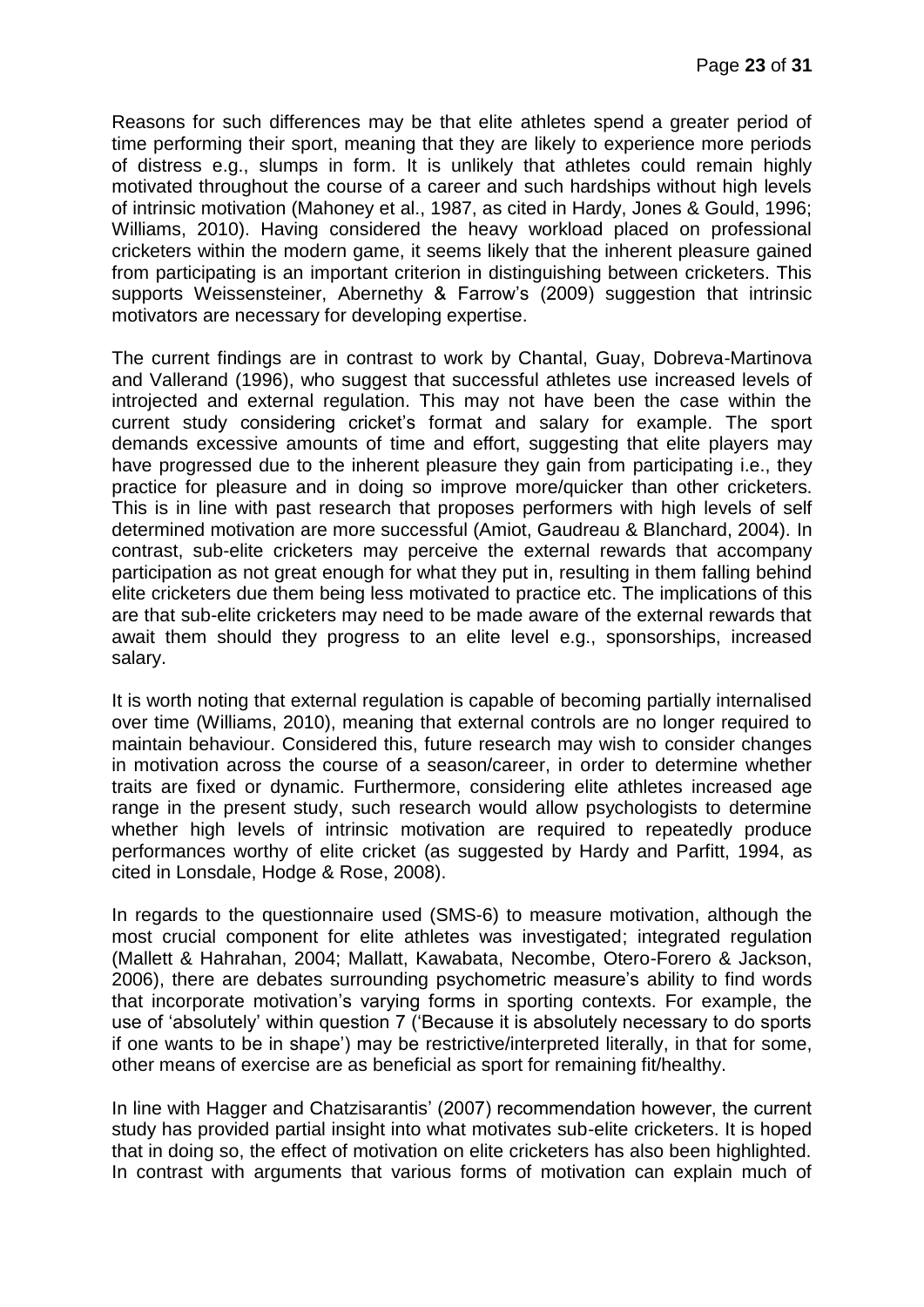Reasons for such differences may be that elite athletes spend a greater period of time performing their sport, meaning that they are likely to experience more periods of distress e.g., slumps in form. It is unlikely that athletes could remain highly motivated throughout the course of a career and such hardships without high levels of intrinsic motivation (Mahoney et al., 1987, as cited in Hardy, Jones & Gould, 1996; Williams, 2010). Having considered the heavy workload placed on professional cricketers within the modern game, it seems likely that the inherent pleasure gained from participating is an important criterion in distinguishing between cricketers. This supports Weissensteiner, Abernethy & Farrow's (2009) suggestion that intrinsic motivators are necessary for developing expertise.

The current findings are in contrast to work by Chantal, Guay, Dobreva-Martinova and Vallerand (1996), who suggest that successful athletes use increased levels of introjected and external regulation. This may not have been the case within the current study considering cricket's format and salary for example. The sport demands excessive amounts of time and effort, suggesting that elite players may have progressed due to the inherent pleasure they gain from participating i.e., they practice for pleasure and in doing so improve more/quicker than other cricketers. This is in line with past research that proposes performers with high levels of self determined motivation are more successful (Amiot, Gaudreau & Blanchard, 2004). In contrast, sub-elite cricketers may perceive the external rewards that accompany participation as not great enough for what they put in, resulting in them falling behind elite cricketers due them being less motivated to practice etc. The implications of this are that sub-elite cricketers may need to be made aware of the external rewards that await them should they progress to an elite level e.g., sponsorships, increased salary.

It is worth noting that external regulation is capable of becoming partially internalised over time (Williams, 2010), meaning that external controls are no longer required to maintain behaviour. Considered this, future research may wish to consider changes in motivation across the course of a season/career, in order to determine whether traits are fixed or dynamic. Furthermore, considering elite athletes increased age range in the present study, such research would allow psychologists to determine whether high levels of intrinsic motivation are required to repeatedly produce performances worthy of elite cricket (as suggested by Hardy and Parfitt, 1994, as cited in Lonsdale, Hodge & Rose, 2008).

In regards to the questionnaire used (SMS-6) to measure motivation, although the most crucial component for elite athletes was investigated; integrated regulation (Mallett & Hahrahan, 2004; Mallatt, Kawabata, Necombe, Otero-Forero & Jackson, 2006), there are debates surrounding psychometric measure's ability to find words that incorporate motivation's varying forms in sporting contexts. For example, the use of 'absolutely' within question 7 ('Because it is absolutely necessary to do sports if one wants to be in shape') may be restrictive/interpreted literally, in that for some, other means of exercise are as beneficial as sport for remaining fit/healthy.

In line with Hagger and Chatzisarantis' (2007) recommendation however, the current study has provided partial insight into what motivates sub-elite cricketers. It is hoped that in doing so, the effect of motivation on elite cricketers has also been highlighted. In contrast with arguments that various forms of motivation can explain much of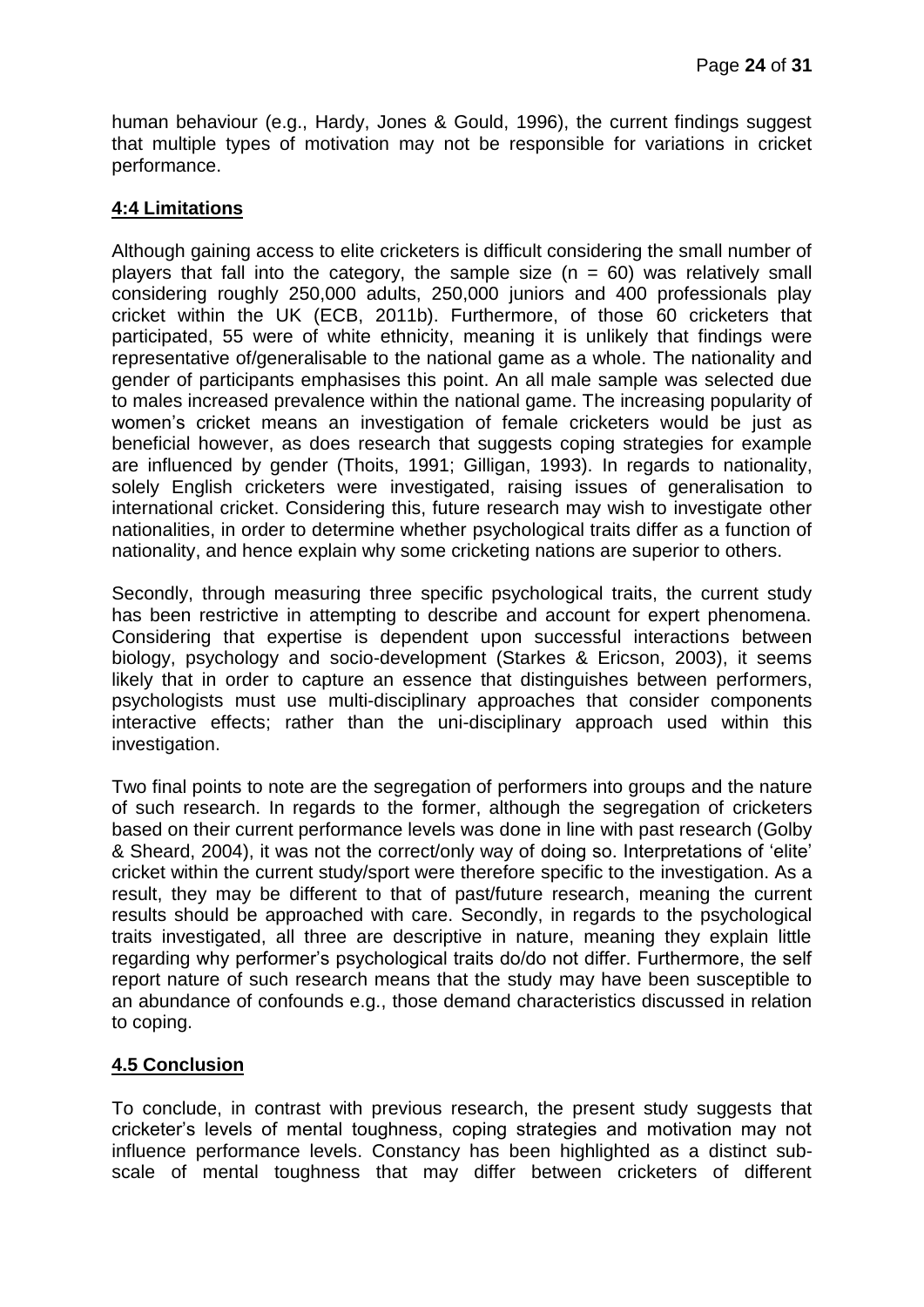human behaviour (e.g., Hardy, Jones & Gould, 1996), the current findings suggest that multiple types of motivation may not be responsible for variations in cricket performance.

### 4:4 Limitations

Although gaining access to elite cricketers is difficult considering the small number of players that fall into the category, the sample size (n = 60) was relatively small considering roughly 250,000 adults, 250,000 juniors and 400 professionals play cricket within the UK (ECB, 2011b). Furthermore, of those 60 cricketers that participated, 55 were of white ethnicity, meaning it is unlikely that findings were representative of/generalisable to the national game as a whole. The nationality and gender of participants emphasises this point. An all male sample was selected due to males increased prevalence within the national game. The increasing popularity of women's cricket means an investigation of female cricketers would be just as beneficial however, as does research that suggests coping strategies for example are influenced by gender (Thoits, 1991; Gilligan, 1993). In regards to nationality, solely English cricketers were investigated, raising issues of generalisation to international cricket. Considering this, future research may wish to investigate other nationalities, in order to determine whether psychological traits differ as a function of nationality, and hence explain why some cricketing nations are superior to others.

Secondly, through measuring three specific psychological traits, the current study has been restrictive in attempting to describe and account for expert phenomena. Considering that expertise is dependent upon successful interactions between biology, psychology and socio-development (Starkes & Ericson, 2003), it seems likely that in order to capture an essence that distinguishes between performers, psychologists must use multi-disciplinary approaches that consider components interactive effects; rather than the uni-disciplinary approach used within this investigation.

Two final points to note are the segregation of performers into groups and the nature of such research. In regards to the former, although the segregation of cricketers based on their current performance levels was done in line with past research (Golby & Sheard, 2004), it was not the correct/only way of doing so. Interpretations of 'elite' cricket within the current study/sport were therefore specific to the investigation. As a result, they may be different to that of past/future research, meaning the current results should be approached with care. Secondly, in regards to the psychological traits investigated, all three are descriptive in nature, meaning they explain little regarding why performer's psychological traits do/do not differ. Furthermore, the self report nature of such research means that the study may have been susceptible to an abundance of confounds e.g., those demand characteristics discussed in relation to coping.

### 4.5 Conclusion

To conclude, in contrast with previous research, the present study suggests that cricketer's levels of mental toughness, coping strategies and motivation may not influence performance levels. Constancy has been highlighted as a distinct sub-scale of mental toughness that may differ between cricketers of different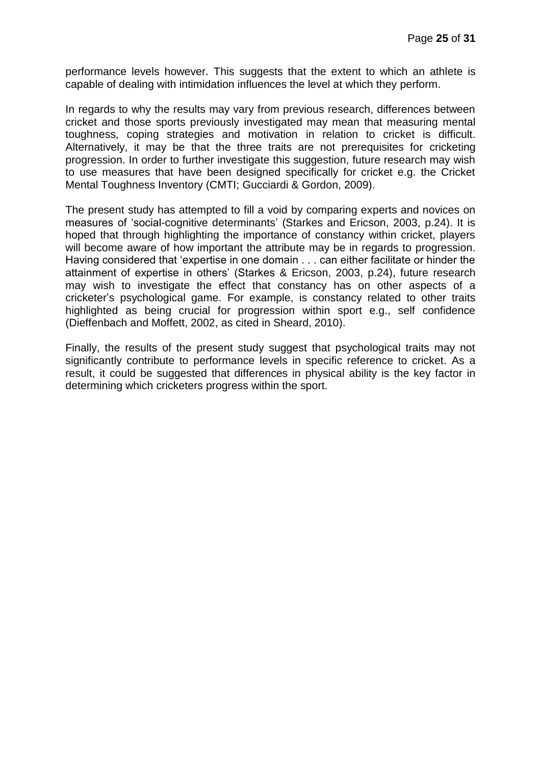performance levels however. This suggests that the extent to which an athlete is capable of dealing with intimidation influences the level at which they perform.

In regards to why the results may vary from previous research, differences between cricket and those sports previously investigated may mean that measuring mental toughness, coping strategies and motivation in relation to cricket is difficult. Alternatively, it may be that the three traits are not prerequisites for cricketing progression. In order to further investigate this suggestion, future research may wish to use measures that have been designed specifically for cricket e.g. the Cricket Mental Toughness Inventory (CMTI; Gucciardi & Gordon, 2009).

The present study has attempted to fill a void by comparing experts and novices on measures of 'social-cognitive determinants' (Starkes and Ericson, 2003, p.24). It is hoped that through highlighting the importance of constancy within cricket, players will become aware of how important the attribute may be in regards to progression. Having considered that 'expertise in one domain . . . can either facilitate or hinder the attainment of expertise in others' (Starkes & Ericson, 2003, p.24), future research may wish to investigate the effect that constancy has on other aspects of a cricketer's psychological game. For example, is constancy related to other traits highlighted as being crucial for progression within sport e.g., self confidence (Dieffenbach and Moffett, 2002, as cited in Sheard, 2010).

Finally, the results of the present study suggest that psychological traits may not significantly contribute to performance levels in specific reference to cricket. As a result, it could be suggested that differences in physical ability is the key factor in determining which cricketers progress within the sport.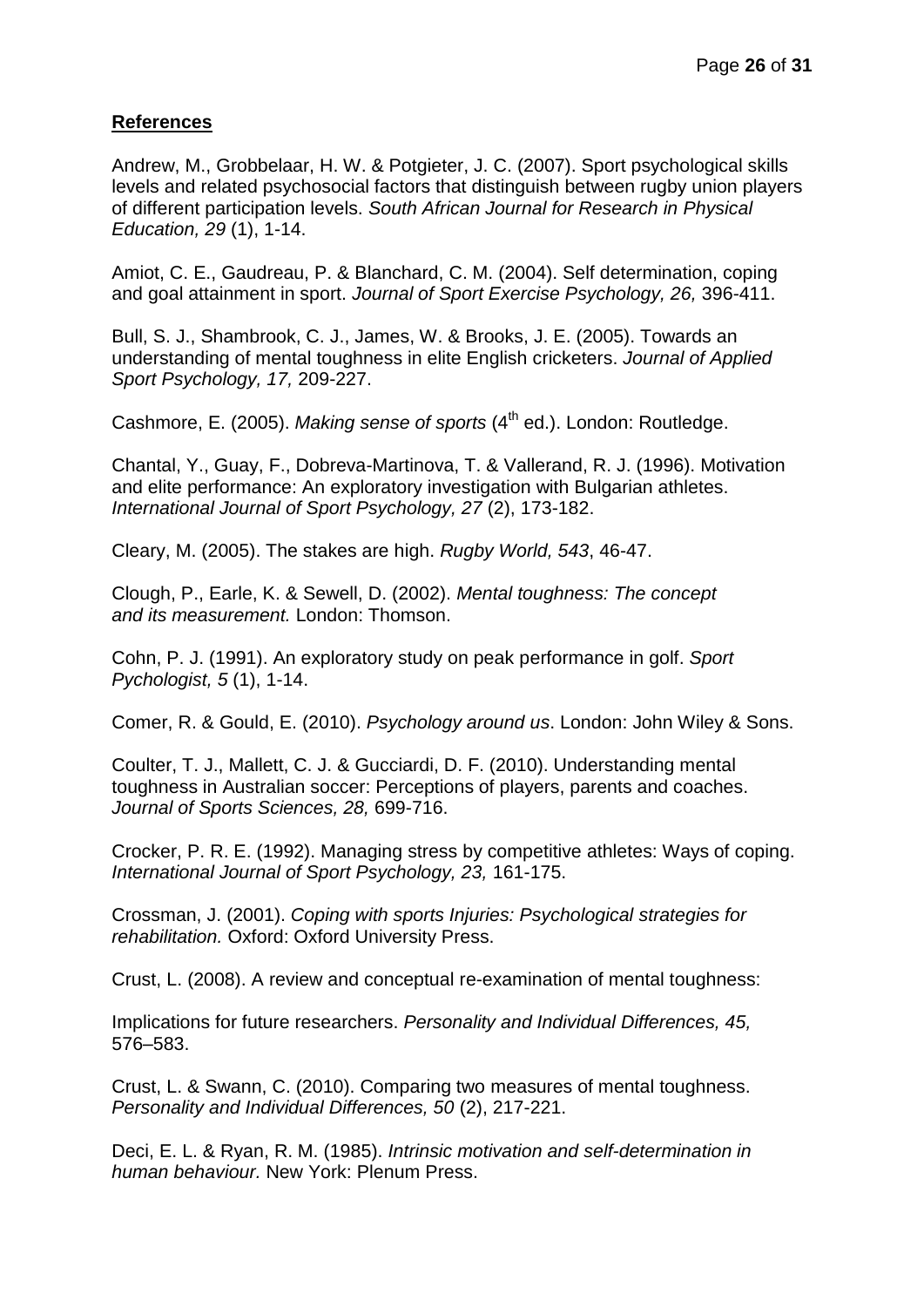**References**

Andrew, M., Grobbelaar, H. W. & Potgieter, J. C. (2007). Sport psychological skills levels and related psychosocial factors that distinguish between rugby union players of different participation levels. *South African Journal for Research in Physical Education, 29* (1), 1-14.

Amiot, C. E., Gaudreau, P. & Blanchard, C. M. (2004). Self determination, coping and goal attainment in sport. *Journal of Sport Exercise Psychology, 26,* 396-411.

Bull, S. J., Shambrook, C. J., James, W. & Brooks, J. E. (2005). Towards an understanding of mental toughness in elite English cricketers. *Journal of Applied Sport Psychology, 17,* 209-227.

Cashmore, E. (2005). *Making sense of sports* (4th ed.). London: Routledge.

Chantal, Y., Guay, F., Dobreva-Martinova, T. & Vallerand, R. J. (1996). Motivation and elite performance: An exploratory investigation with Bulgarian athletes. *International Journal of Sport Psychology, 27* (2), 173-182.

Cleary, M. (2005). The stakes are high. *Rugby World, 543*, 46-47.

Clough, P., Earle, K. & Sewell, D. (2002). *Mental toughness: The concept and its measurement.* London: Thomson.

Cohn, P. J. (1991). An exploratory study on peak performance in golf. *Sport Pychologist, 5* (1), 1-14.

Comer, R. & Gould, E. (2010). *Psychology around us*. London: John Wiley & Sons.

Coulter, T. J., Mallett, C. J. & Gucciardi, D. F. (2010). Understanding mental toughness in Australian soccer: Perceptions of players, parents and coaches. *Journal of Sports Sciences, 28,* 699-716.

Crocker, P. R. E. (1992). Managing stress by competitive athletes: Ways of coping. *International Journal of Sport Psychology, 23,* 161-175.

Crossman, J. (2001). *Coping with sports Injuries: Psychological strategies for rehabilitation.* Oxford: Oxford University Press.

Crust, L. (2008). A review and conceptual re-examination of mental toughness:

Implications for future researchers. *Personality and Individual Differences, 45,* 576–583.

Crust, L. & Swann, C. (2010). Comparing two measures of mental toughness. *Personality and Individual Differences, 50* (2), 217-221.

Deci, E. L. & Ryan, R. M. (1985). *Intrinsic motivation and self-determination in human behaviour.* New York: Plenum Press.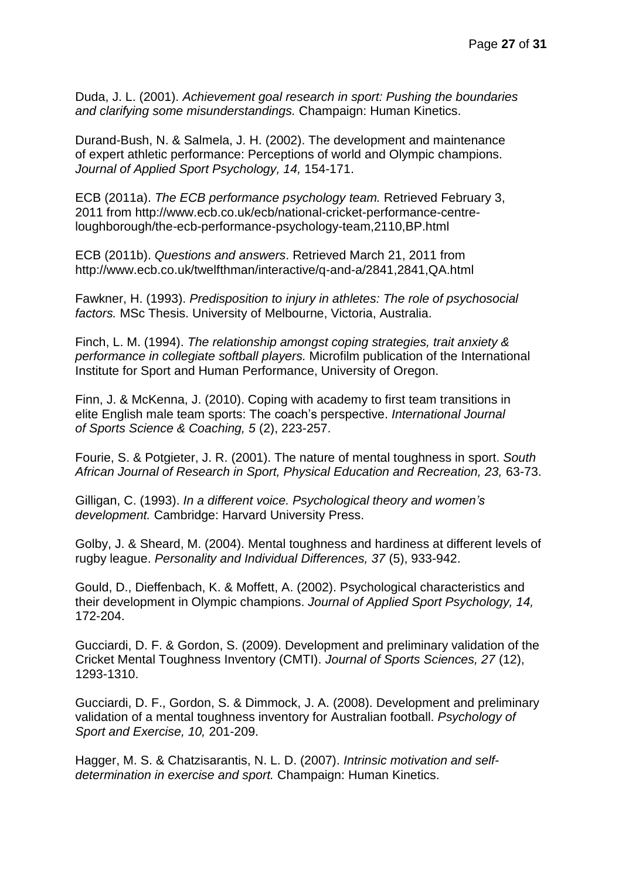Duda, J. L. (2001). *Achievement goal research in sport: Pushing the boundaries and clarifying some misunderstandings.* Champaign: Human Kinetics.

Durand-Bush, N. & Salmela, J. H. (2002). The development and maintenance of expert athletic performance: Perceptions of world and Olympic champions. *Journal of Applied Sport Psychology, 14,* 154-171.

ECB (2011a). *The ECB performance psychology team.* Retrieved February 3, 2011 from http://www.ecb.co.uk/ecb/national-cricket-performance-centre-loughborough/the-ecb-performance-psychology-team,2110,BP.html

ECB (2011b). *Questions and answers*. Retrieved March 21, 2011 from http://www.ecb.co.uk/twelfthman/interactive/q-and-a/2841,2841,QA.html

Fawkner, H. (1993). *Predisposition to injury in athletes: The role of psychosocial factors.* MSc Thesis. University of Melbourne, Victoria, Australia.

Finch, L. M. (1994). *The relationship amongst coping strategies, trait anxiety & performance in collegiate softball players.* Microfilm publication of the International Institute for Sport and Human Performance, University of Oregon.

Finn, J. & McKenna, J. (2010). Coping with academy to first team transitions in elite English male team sports: The coach's perspective. *International Journal of Sports Science & Coaching, 5* (2), 223-257.

Fourie, S. & Potgieter, J. R. (2001). The nature of mental toughness in sport. *South African Journal of Research in Sport, Physical Education and Recreation, 23,* 63-73.

Gilligan, C. (1993). *In a different voice. Psychological theory and women's development.* Cambridge: Harvard University Press.

Golby, J. & Sheard, M. (2004). Mental toughness and hardiness at different levels of rugby league. *Personality and Individual Differences, 37* (5), 933-942.

Gould, D., Dieffenbach, K. & Moffett, A. (2002). Psychological characteristics and their development in Olympic champions. *Journal of Applied Sport Psychology, 14,* 172-204.

Gucciardi, D. F. & Gordon, S. (2009). Development and preliminary validation of the Cricket Mental Toughness Inventory (CMTI). *Journal of Sports Sciences, 27* (12), 1293-1310.

Gucciardi, D. F., Gordon, S. & Dimmock, J. A. (2008). Development and preliminary validation of a mental toughness inventory for Australian football. *Psychology of Sport and Exercise, 10,* 201-209.

Hagger, M. S. & Chatzisarantis, N. L. D. (2007). *Intrinsic motivation and self-determination in exercise and sport.* Champaign: Human Kinetics.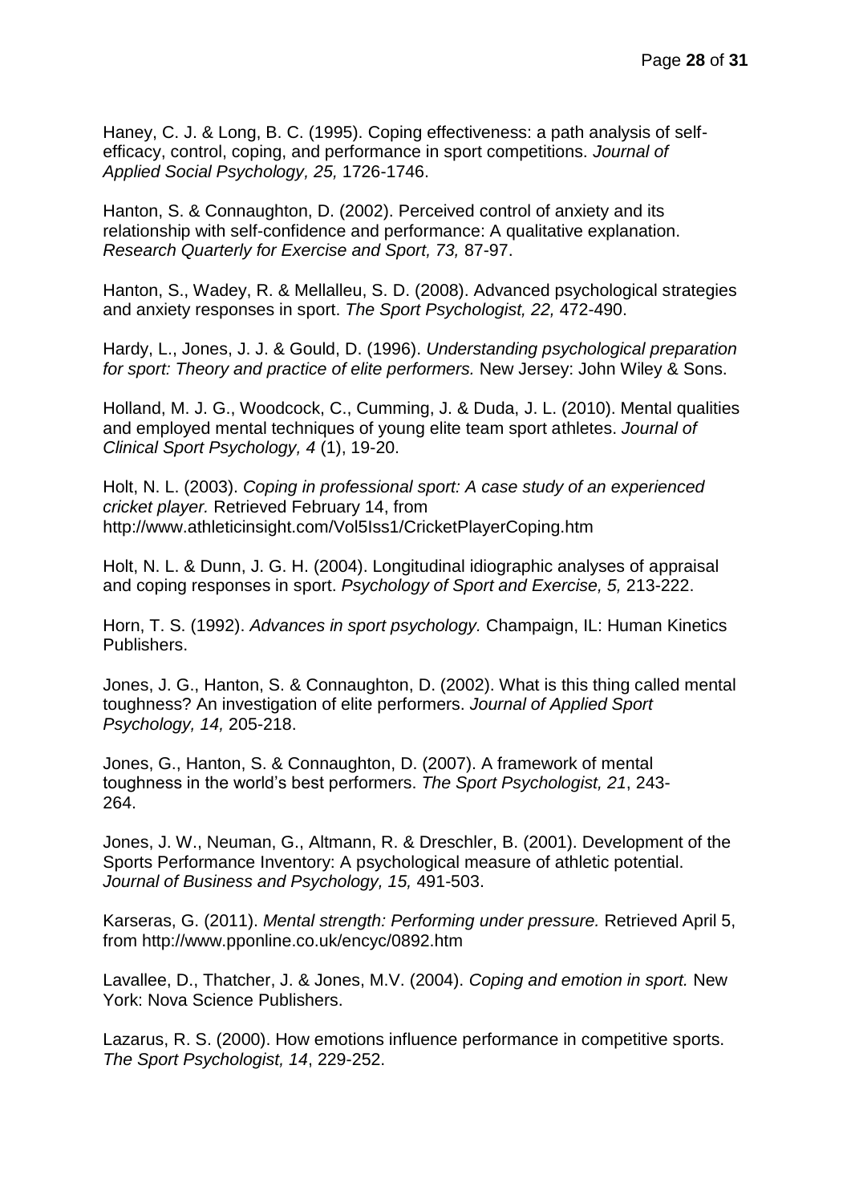Haney, C. J. & Long, B. C. (1995). Coping effectiveness: a path analysis of self-efficacy, control, coping, and performance in sport competitions. *Journal of Applied Social Psychology, 25,* 1726-1746.

Hanton, S. & Connaughton, D. (2002). Perceived control of anxiety and its relationship with self-confidence and performance: A qualitative explanation. *Research Quarterly for Exercise and Sport, 73,* 87-97.

Hanton, S., Wadey, R. & Mellalleu, S. D. (2008). Advanced psychological strategies and anxiety responses in sport. *The Sport Psychologist, 22,* 472-490.

Hardy, L., Jones, J. J. & Gould, D. (1996). *Understanding psychological preparation for sport: Theory and practice of elite performers.* New Jersey: John Wiley & Sons.

Holland, M. J. G., Woodcock, C., Cumming, J. & Duda, J. L. (2010). Mental qualities and employed mental techniques of young elite team sport athletes. *Journal of Clinical Sport Psychology, 4* (1), 19-20.

Holt, N. L. (2003). *Coping in professional sport: A case study of an experienced cricket player.* Retrieved February 14, from http://www.athleticinsight.com/Vol5Iss1/CricketPlayerCoping.htm

Holt, N. L. & Dunn, J. G. H. (2004). Longitudinal idiographic analyses of appraisal and coping responses in sport. *Psychology of Sport and Exercise, 5,* 213-222.

Horn, T. S. (1992). *Advances in sport psychology.* Champaign, IL: Human Kinetics Publishers.

Jones, J. G., Hanton, S. & Connaughton, D. (2002). What is this thing called mental toughness? An investigation of elite performers. *Journal of Applied Sport Psychology, 14,* 205-218.

Jones, G., Hanton, S. & Connaughton, D. (2007). A framework of mental toughness in the world's best performers. *The Sport Psychologist, 21*, 243-264.

Jones, J. W., Neuman, G., Altmann, R. & Dreschler, B. (2001). Development of the Sports Performance Inventory: A psychological measure of athletic potential. *Journal of Business and Psychology, 15,* 491-503.

Karseras, G. (2011). *Mental strength: Performing under pressure.* Retrieved April 5, from http://www.pponline.co.uk/encyc/0892.htm

Lavallee, D., Thatcher, J. & Jones, M.V. (2004). *Coping and emotion in sport.* New York: Nova Science Publishers.

Lazarus, R. S. (2000). How emotions influence performance in competitive sports. *The Sport Psychologist, 14*, 229-252.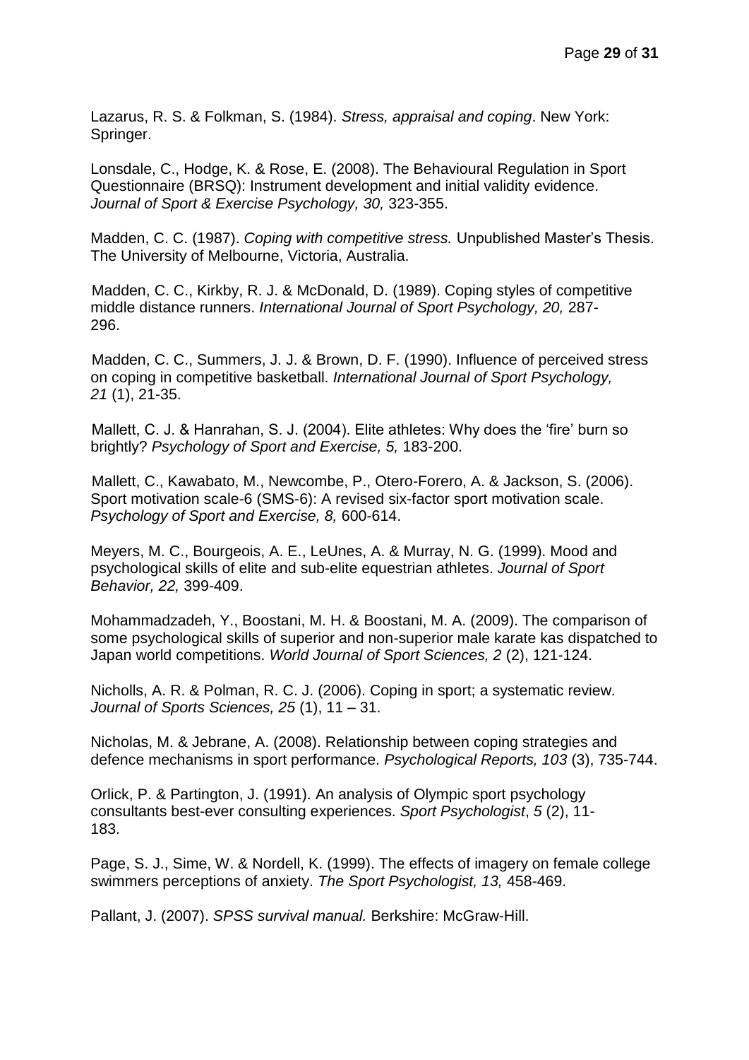Lazarus, R. S. & Folkman, S. (1984). *Stress, appraisal and coping*. New York: Springer.

Lonsdale, C., Hodge, K. & Rose, E. (2008). The Behavioural Regulation in Sport Questionnaire (BRSQ): Instrument development and initial validity evidence. *Journal of Sport & Exercise Psychology, 30,* 323-355.

Madden, C. C. (1987). *Coping with competitive stress.* Unpublished Master's Thesis. The University of Melbourne, Victoria, Australia.

Madden, C. C., Kirkby, R. J. & McDonald, D. (1989). Coping styles of competitive middle distance runners. *International Journal of Sport Psychology, 20,* 287-296.

Madden, C. C., Summers, J. J. & Brown, D. F. (1990). Influence of perceived stress on coping in competitive basketball. *International Journal of Sport Psychology, 21* (1), 21-35.

Mallett, C. J. & Hanrahan, S. J. (2004). Elite athletes: Why does the 'fire' burn so brightly? *Psychology of Sport and Exercise, 5,* 183-200.

Mallett, C., Kawabato, M., Newcombe, P., Otero-Forero, A. & Jackson, S. (2006). Sport motivation scale-6 (SMS-6): A revised six-factor sport motivation scale. *Psychology of Sport and Exercise, 8,* 600-614.

Meyers, M. C., Bourgeois, A. E., LeUnes, A. & Murray, N. G. (1999). Mood and psychological skills of elite and sub-elite equestrian athletes. *Journal of Sport Behavior, 22,* 399-409.

Mohammadzadeh, Y., Boostani, M. H. & Boostani, M. A. (2009). The comparison of some psychological skills of superior and non-superior male karate kas dispatched to Japan world competitions. *World Journal of Sport Sciences, 2* (2), 121-124.

Nicholls, A. R. & Polman, R. C. J. (2006). Coping in sport; a systematic review. *Journal of Sports Sciences, 25* (1), 11 – 31.

Nicholas, M. & Jebrane, A. (2008). Relationship between coping strategies and defence mechanisms in sport performance. *Psychological Reports, 103* (3), 735-744.

Orlick, P. & Partington, J. (1991). An analysis of Olympic sport psychology consultants best-ever consulting experiences. *Sport Psychologist*, *5* (2), 11-183.

Page, S. J., Sime, W. & Nordell, K. (1999). The effects of imagery on female college swimmers perceptions of anxiety. *The Sport Psychologist, 13,* 458-469.

Pallant, J. (2007). *SPSS survival manual.* Berkshire: McGraw-Hill.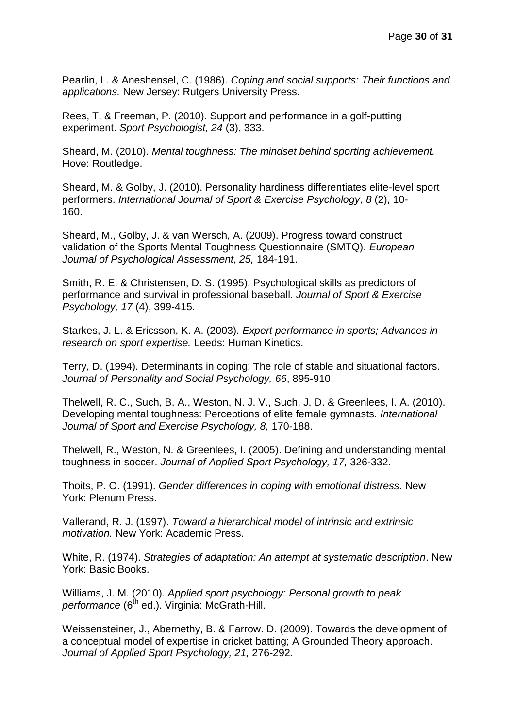Pearlin, L. & Aneshensel, C. (1986). *Coping and social supports: Their functions and applications.* New Jersey: Rutgers University Press.

Rees, T. & Freeman, P. (2010). Support and performance in a golf-putting experiment. *Sport Psychologist, 24* (3), 333.

Sheard, M. (2010). *Mental toughness: The mindset behind sporting achievement.* Hove: Routledge.

Sheard, M. & Golby, J. (2010). Personality hardiness differentiates elite-level sport performers. *International Journal of Sport & Exercise Psychology, 8* (2), 10-160.

Sheard, M., Golby, J. & van Wersch, A. (2009). Progress toward construct validation of the Sports Mental Toughness Questionnaire (SMTQ). *European Journal of Psychological Assessment, 25,* 184-191.

Smith, R. E. & Christensen, D. S. (1995). Psychological skills as predictors of performance and survival in professional baseball. *Journal of Sport & Exercise Psychology, 17* (4), 399-415.

Starkes, J. L. & Ericsson, K. A. (2003). *Expert performance in sports; Advances in research on sport expertise.* Leeds: Human Kinetics.

Terry, D. (1994). Determinants in coping: The role of stable and situational factors. *Journal of Personality and Social Psychology, 66*, 895-910.

Thelwell, R. C., Such, B. A., Weston, N. J. V., Such, J. D. & Greenlees, I. A. (2010). Developing mental toughness: Perceptions of elite female gymnasts. *International Journal of Sport and Exercise Psychology, 8,* 170-188.

Thelwell, R., Weston, N. & Greenlees, I. (2005). Defining and understanding mental toughness in soccer. *Journal of Applied Sport Psychology, 17,* 326-332.

Thoits, P. O. (1991). *Gender differences in coping with emotional distress*. New York: Plenum Press.

Vallerand, R. J. (1997). *Toward a hierarchical model of intrinsic and extrinsic motivation.* New York: Academic Press.

White, R. (1974). *Strategies of adaptation: An attempt at systematic description*. New York: Basic Books.

Williams, J. M. (2010). *Applied sport psychology: Personal growth to peak performance* (6th ed.). Virginia: McGrath-Hill.

Weissensteiner, J., Abernethy, B. & Farrow. D. (2009). Towards the development of a conceptual model of expertise in cricket batting; A Grounded Theory approach. *Journal of Applied Sport Psychology, 21,* 276-292.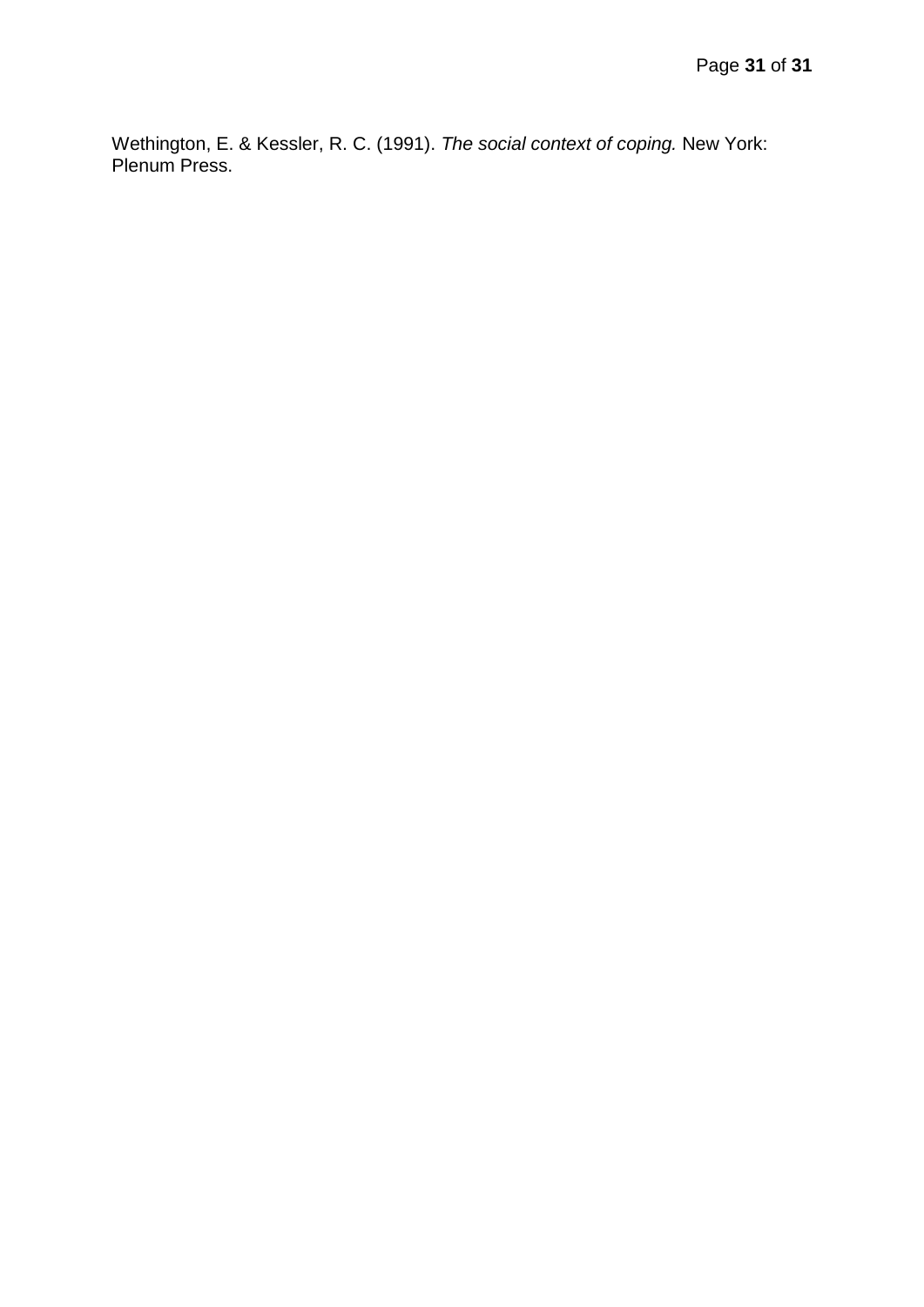Wethington, E. & Kessler, R. C. (1991). *The social context of coping.* New York: Plenum Press.